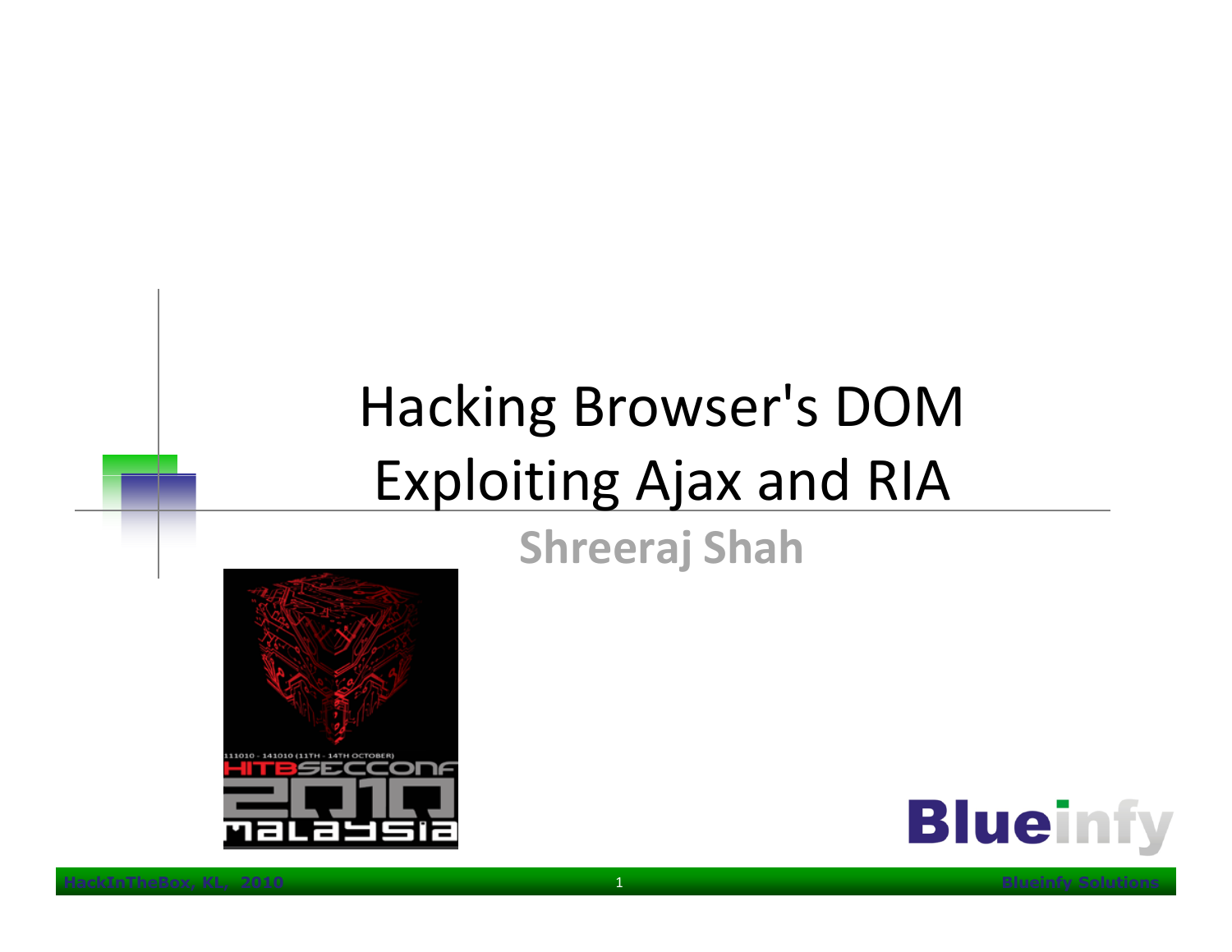# Hacking Browser's DOM Exploiting Ajax and RIA

**Shreeraj Shah**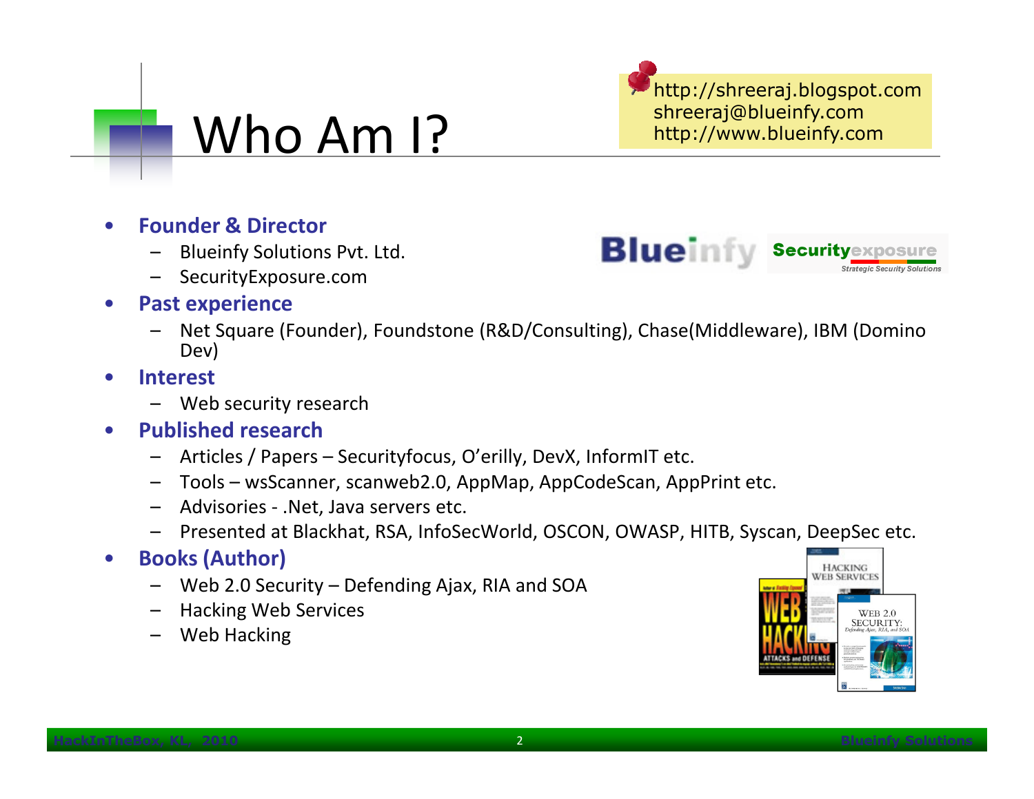# Who Am I?

http://shreeraj.blogspot.com
shreeraj@blueinfy.com
http://www.blueinfy.com

- **Founder & Director**
  - Blueinfy Solutions Pvt. Ltd.
  - SecurityExposure.com
- **Past experience**
  - Net Square (Founder), Foundstone (R&D/Consulting), Chase(Middleware), IBM (Domino Dev)
- **Interest**
  - Web security research
- **Published research**
  - Articles / Papers – Securityfocus, O'erilly, DevX, InformIT etc.
  - Tools – wsScanner, scanweb2.0, AppMap, AppCodeScan, AppPrint etc.
  - Advisories - .Net, Java servers etc.
  - Presented at Blackhat, RSA, InfoSecWorld, OSCON, OWASP, HITB, Syscan, DeepSec etc.
- **Books (Author)**
  - Web 2.0 Security – Defending Ajax, RIA and SOA
  - Hacking Web Services
  - Web Hacking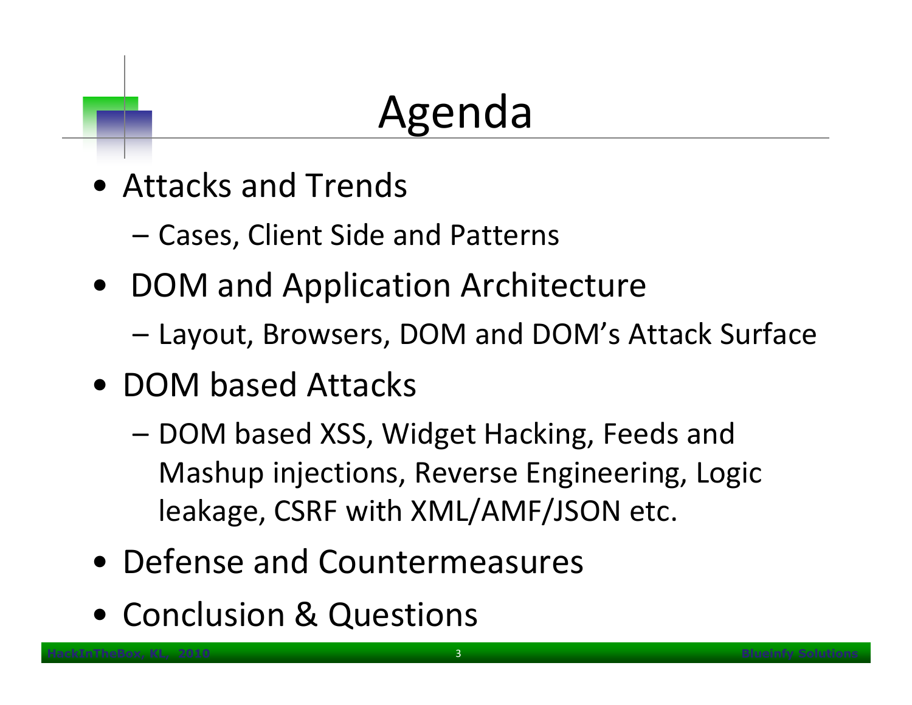# Agenda

- Attacks and Trends
  - Cases, Client Side and Patterns
- DOM and Application Architecture
  - Layout, Browsers, DOM and DOM's Attack Surface
- DOM based Attacks
  - DOM based XSS, Widget Hacking, Feeds and Mashup injections, Reverse Engineering, Logic leakage, CSRF with XML/AMF/JSON etc.
- Defense and Countermeasures
- Conclusion & Questions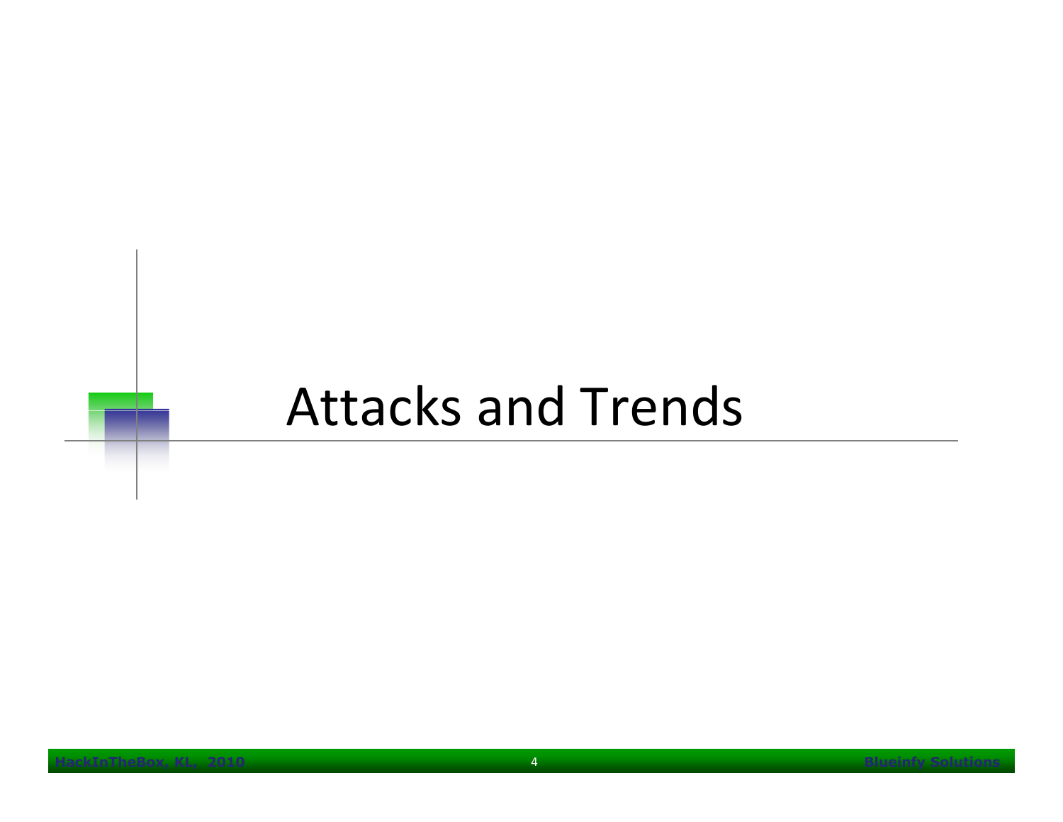# Attacks and Trends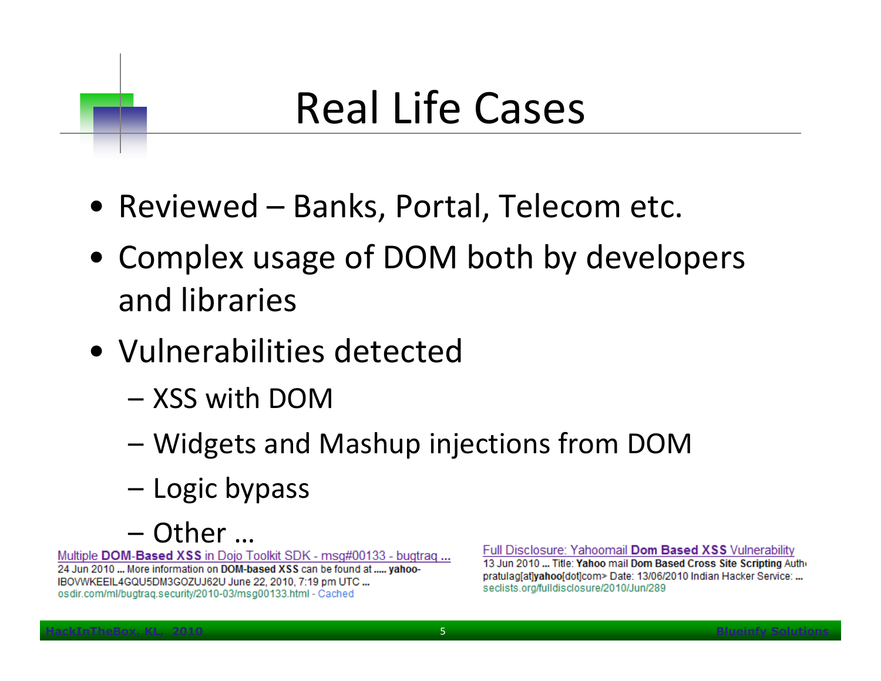# Real Life Cases

- Reviewed – Banks, Portal, Telecom etc.
- Complex usage of DOM both by developers and libraries
- Vulnerabilities detected
  - XSS with DOM
  - Widgets and Mashup injections from DOM
  - Logic bypass
  - Other …

Multiple **DOM-Based XSS** in Dojo Toolkit SDK - msg#00133 - bugtraq ...
24 Jun 2010 ... More information on **DOM-based XSS** can be found at ..... **yahoo**-IBOVWKEEIL4GQU5DM3GOZUJ62U June 22, 2010, 7:19 pm UTC ...
osdir.com/ml/bugtraq.security/2010-03/msg00133.html - Cached

Full Disclosure: Yahoomail **Dom Based XSS** Vulnerability
13 Jun 2010 ... Title: **Yahoo** mail **Dom Based Cross Site Scripting** Auth
pratulag[at]**yahoo**[dot]com> Date: 13/06/2010 Indian Hacker Service: ...
seclists.org/fulldisclosure/2010/Jun/289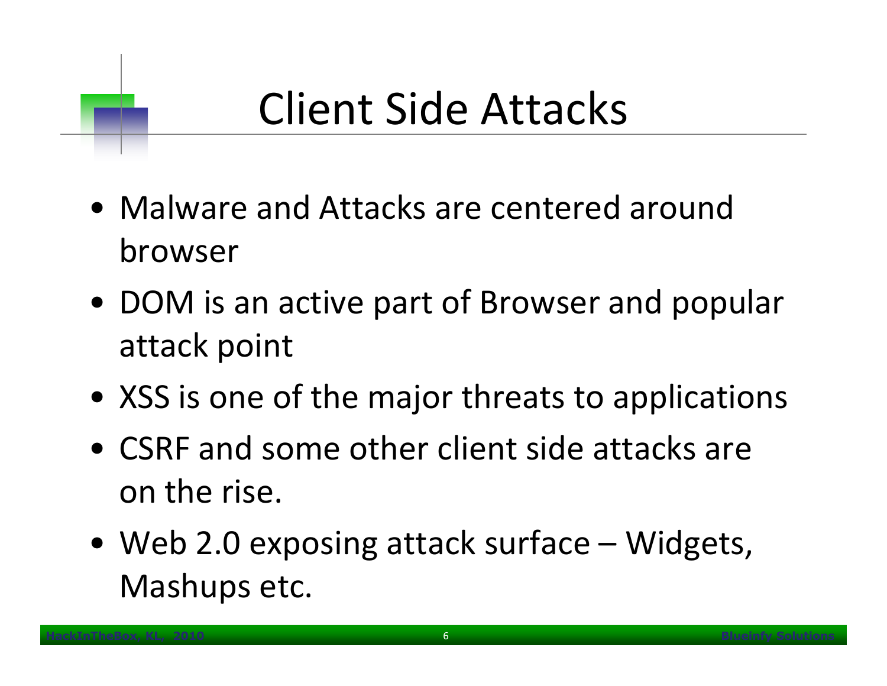# Client Side Attacks

- Malware and Attacks are centered around browser
- DOM is an active part of Browser and popular attack point
- XSS is one of the major threats to applications
- CSRF and some other client side attacks are on the rise.
- Web 2.0 exposing attack surface – Widgets, Mashups etc.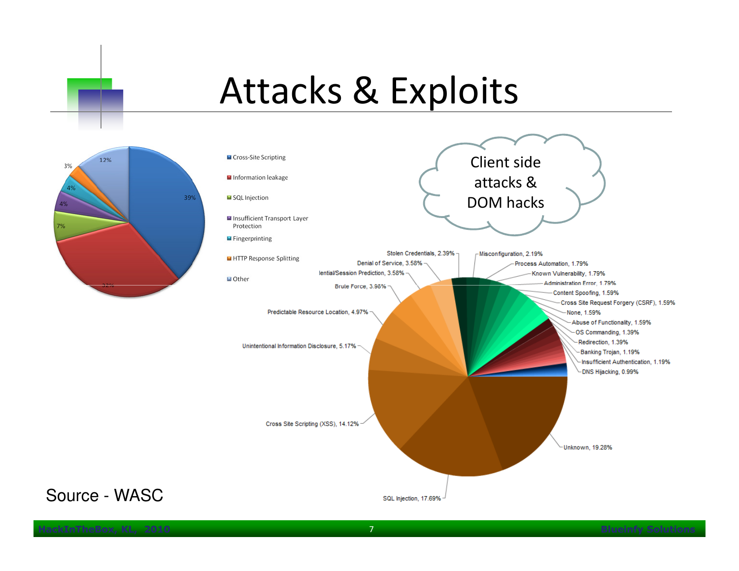# Attacks & Exploits

- Cross-Site Scripting — 39%
- Information leakage — 32%
- SQL Injection — 7%
- Insufficient Transport Layer Protection — 4%
- Fingerprinting — 4%
- HTTP Response Splitting — 3%
- Other — 12%

Client side attacks & DOM hacks

- Unknown, 19.28%
- SQL Injection, 17.69%
- Cross Site Scripting (XSS), 14.12%
- Unintentional Information Disclosure, 5.17%
- Predictable Resource Location, 4.97%
- Brute Force, 3.98%
- lential/Session Prediction, 3.58%
- Denial of Service, 3.58%
- Stolen Credentials, 2.39%
- Misconfiguration, 2.19%
- Process Automation, 1.79%
- Known Vulnerability, 1.79%
- Administration Error, 1.79%
- Content Spoofing, 1.59%
- Cross Site Request Forgery (CSRF), 1.59%
- None, 1.59%
- Abuse of Functionality, 1.59%
- OS Commanding, 1.39%
- Redirection, 1.39%
- Banking Trojan, 1.19%
- Insufficient Authentication, 1.19%
- DNS Hijacking, 0.99%

Source - WASC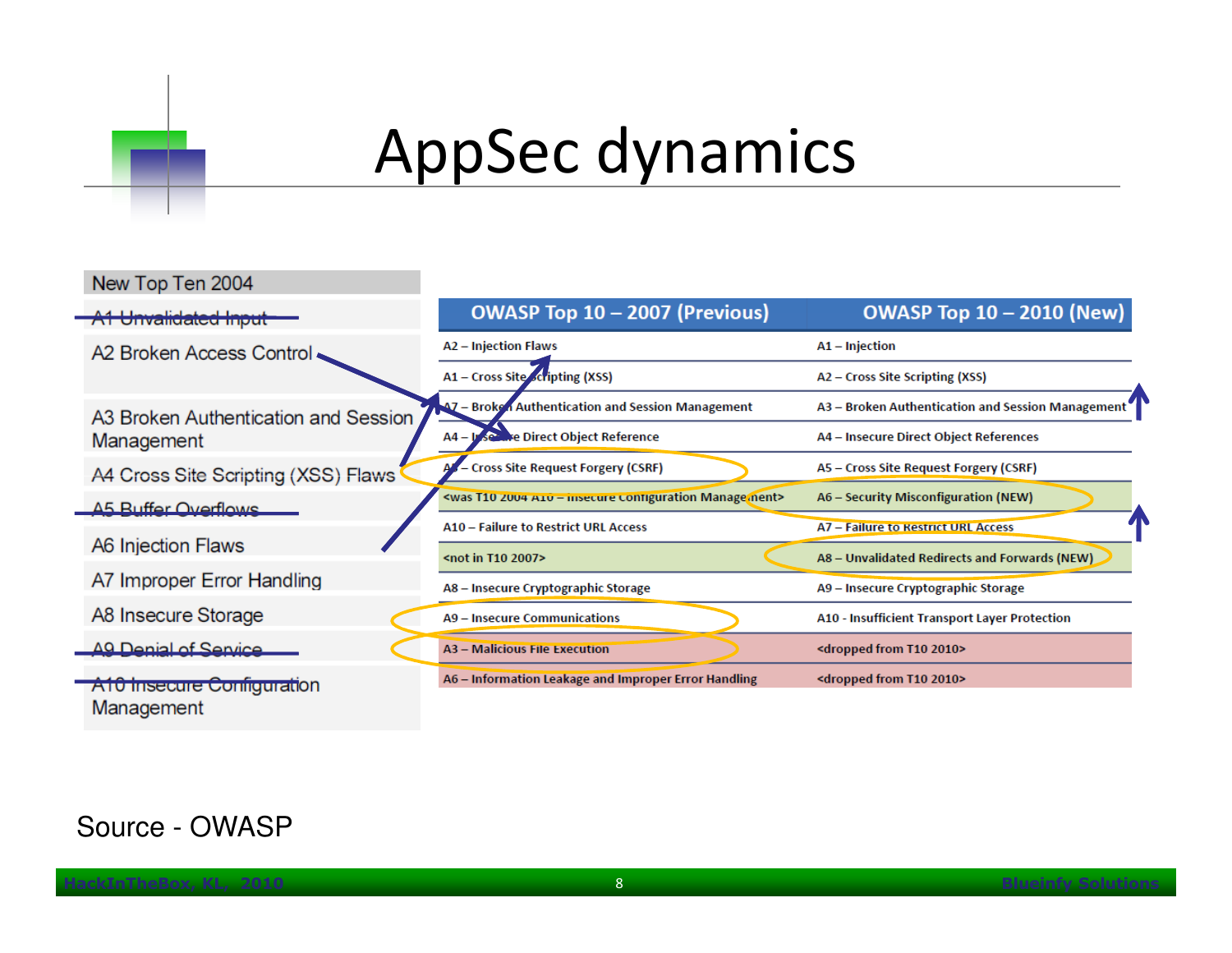# AppSec dynamics

| New Top Ten 2004 |
|---|
| ~~A1 Unvalidated Input~~ |
| A2 Broken Access Control |
| A3 Broken Authentication and Session Management |
| A4 Cross Site Scripting (XSS) Flaws |
| ~~A5 Buffer Overflows~~ |
| A6 Injection Flaws |
| A7 Improper Error Handling |
| A8 Insecure Storage |
| ~~A9 Denial of Service~~ |
| ~~A10 Insecure Configuration~~ Management |

| OWASP Top 10 – 2007 (Previous) | OWASP Top 10 – 2010 (New) |
|---|---|
| A2 – Injection Flaws | A1 – Injection |
| A1 – Cross Site Scripting (XSS) | A2 – Cross Site Scripting (XSS) |
| A7 – Broken Authentication and Session Management | A3 – Broken Authentication and Session Management |
| A4 – Insecure Direct Object Reference | A4 – Insecure Direct Object References |
| A5 – Cross Site Request Forgery (CSRF) | A5 – Cross Site Request Forgery (CSRF) |
| <was T10 2004 A10 – Insecure Configuration Management> | A6 – Security Misconfiguration (NEW) |
| A10 – Failure to Restrict URL Access | A7 – Failure to Restrict URL Access |
| <not in T10 2007> | A8 – Unvalidated Redirects and Forwards (NEW) |
| A8 – Insecure Cryptographic Storage | A9 – Insecure Cryptographic Storage |
| A9 – Insecure Communications | A10 - Insufficient Transport Layer Protection |
| A3 – Malicious File Execution | <dropped from T10 2010> |
| A6 – Information Leakage and Improper Error Handling | <dropped from T10 2010> |

Source - OWASP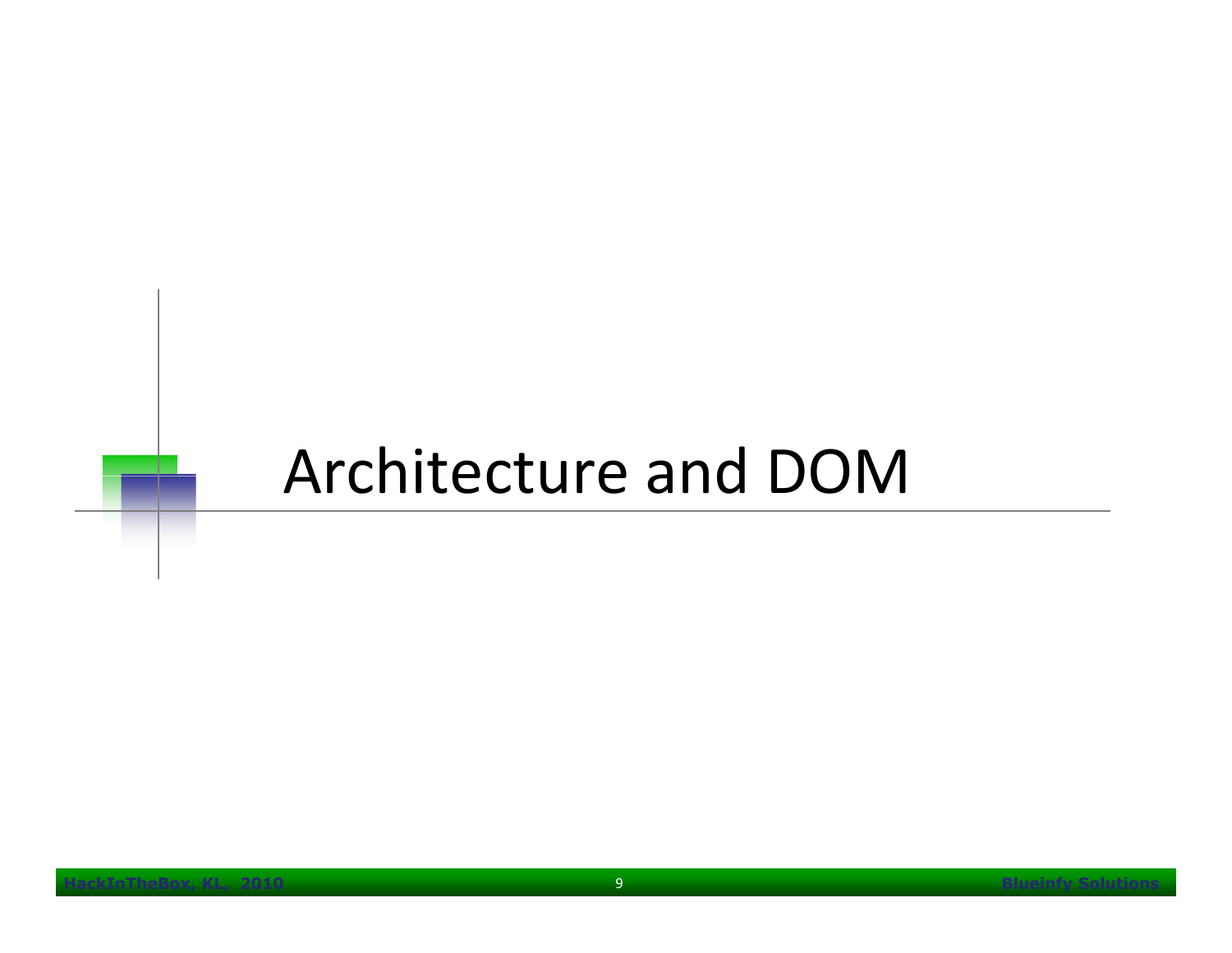# Architecture and DOM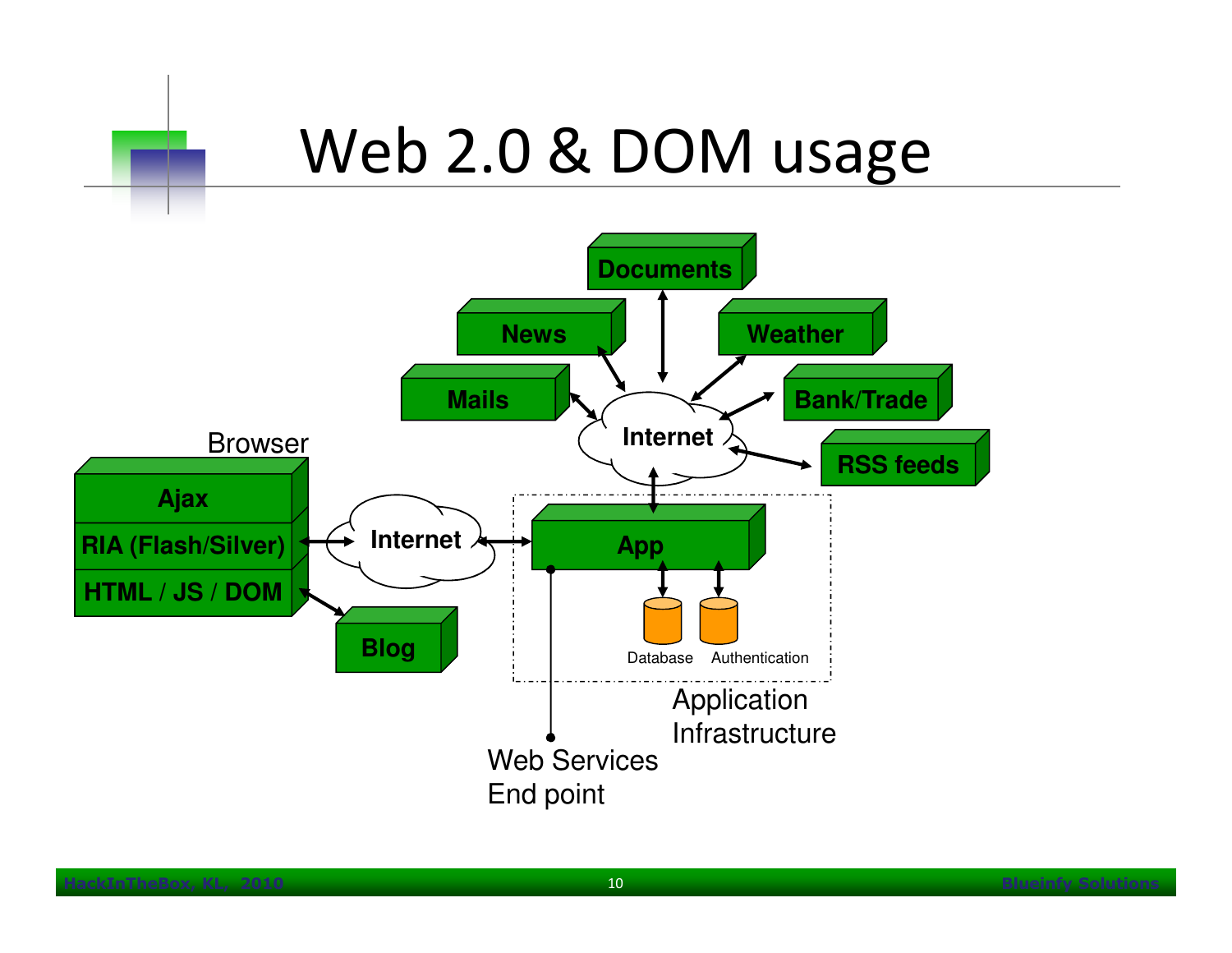# Web 2.0 & DOM usage

Browser

- Ajax
- RIA (Flash/Silver)
- HTML / JS / DOM

Internet

Blog

App

Database

Authentication

Application Infrastructure

Web Services End point

Internet

Documents

News

Weather

Mails

Bank/Trade

RSS feeds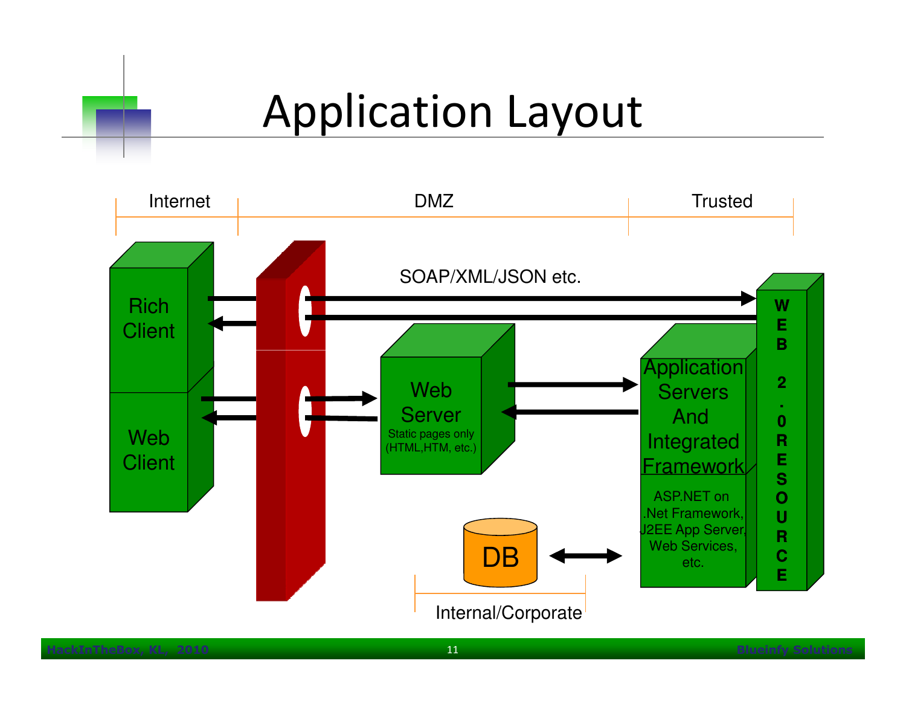# Application Layout

Internet | DMZ | Trusted

Rich Client

Web Client

SOAP/XML/JSON etc.

Web Server
Static pages only (HTML,HTM, etc.)

Application Servers And Integrated Framework

ASP.NET on .Net Framework, J2EE App Server, Web Services, etc.

DB

Internal/Corporate

WEB 2.0 RESOURCE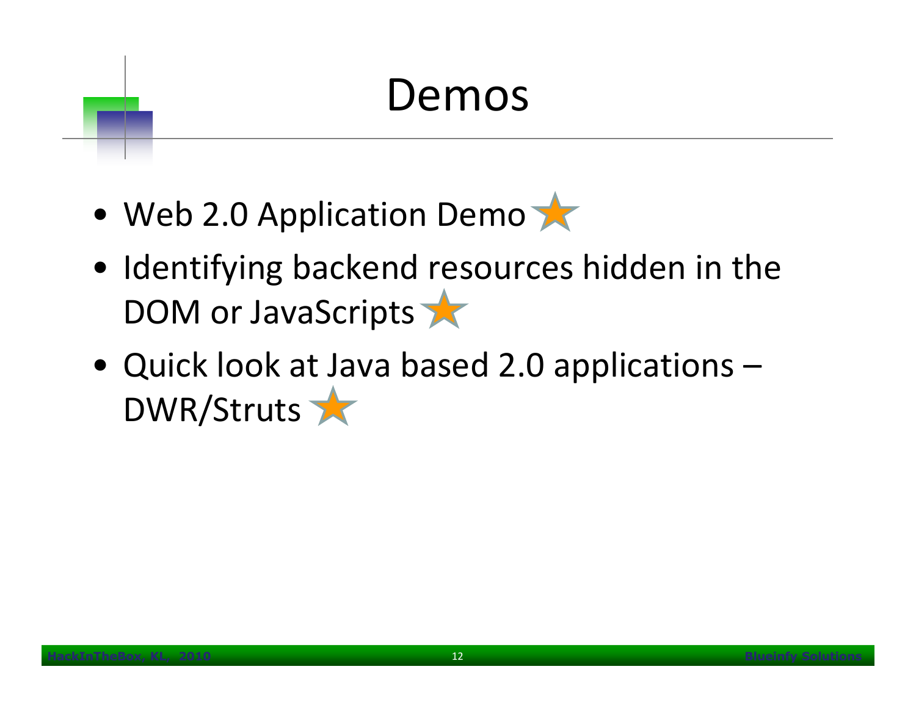# Demos

- Web 2.0 Application Demo
- Identifying backend resources hidden in the DOM or JavaScripts
- Quick look at Java based 2.0 applications – DWR/Struts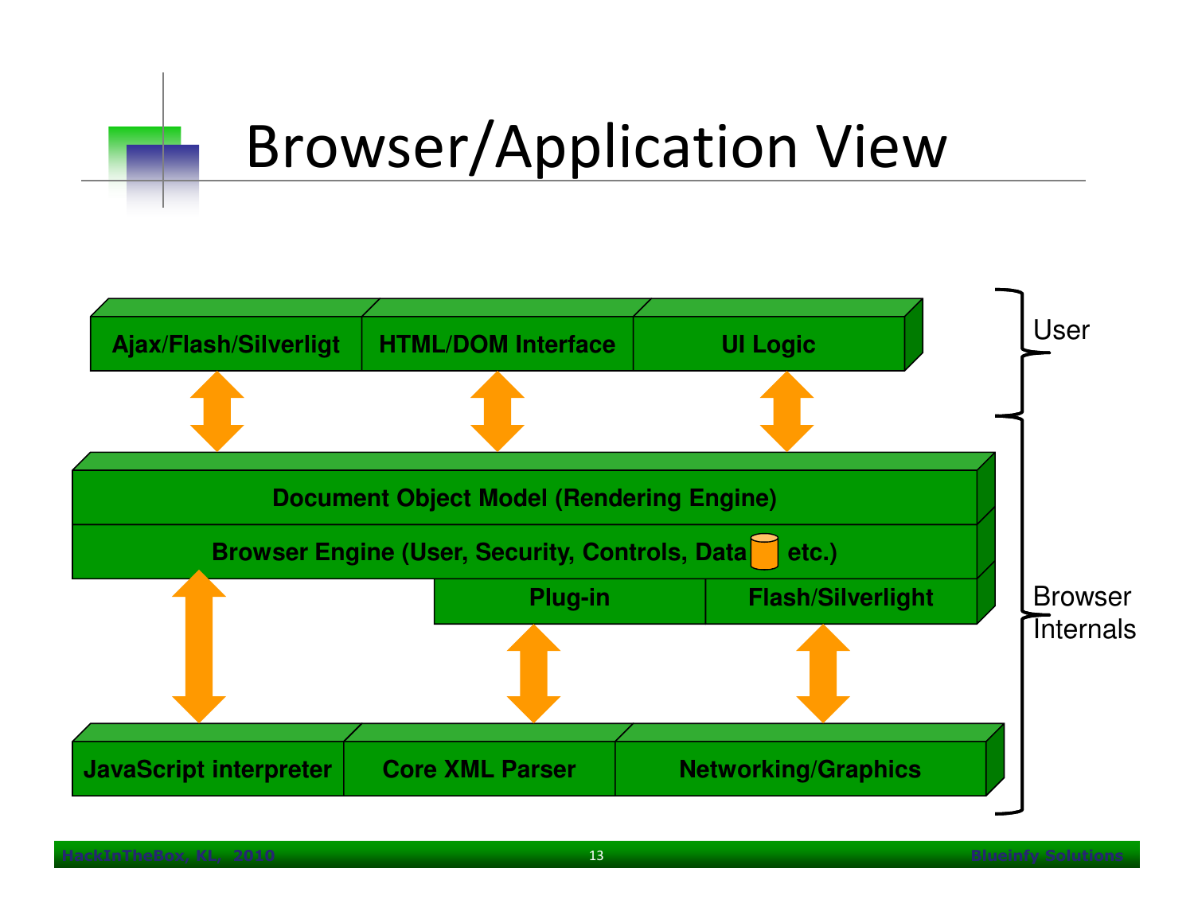# Browser/Application View

**User**

| Ajax/Flash/Silverligt | HTML/DOM Interface | UI Logic |
|---|---|---|

**Browser Internals**

**Document Object Model (Rendering Engine)**

**Browser Engine (User, Security, Controls, Data etc.)**

| Plug-in | Flash/Silverlight |
|---|---|

| JavaScript interpreter | Core XML Parser | Networking/Graphics |
|---|---|---|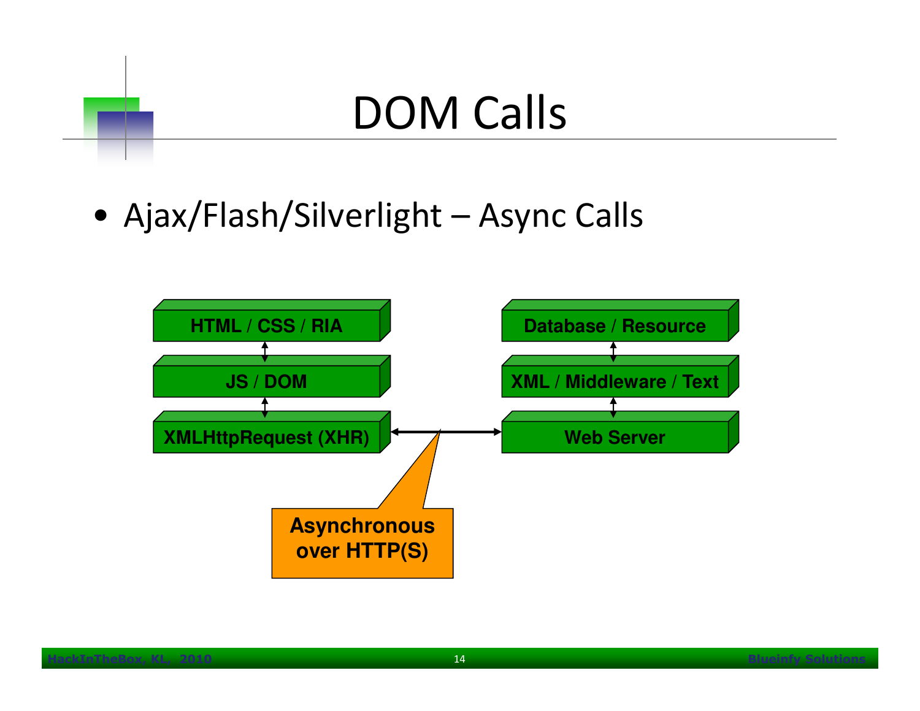# DOM Calls

- Ajax/Flash/Silverlight – Async Calls

HTML / CSS / RIA

JS / DOM

XMLHttpRequest (XHR)

Database / Resource

XML / Middleware / Text

Web Server

Asynchronous over HTTP(S)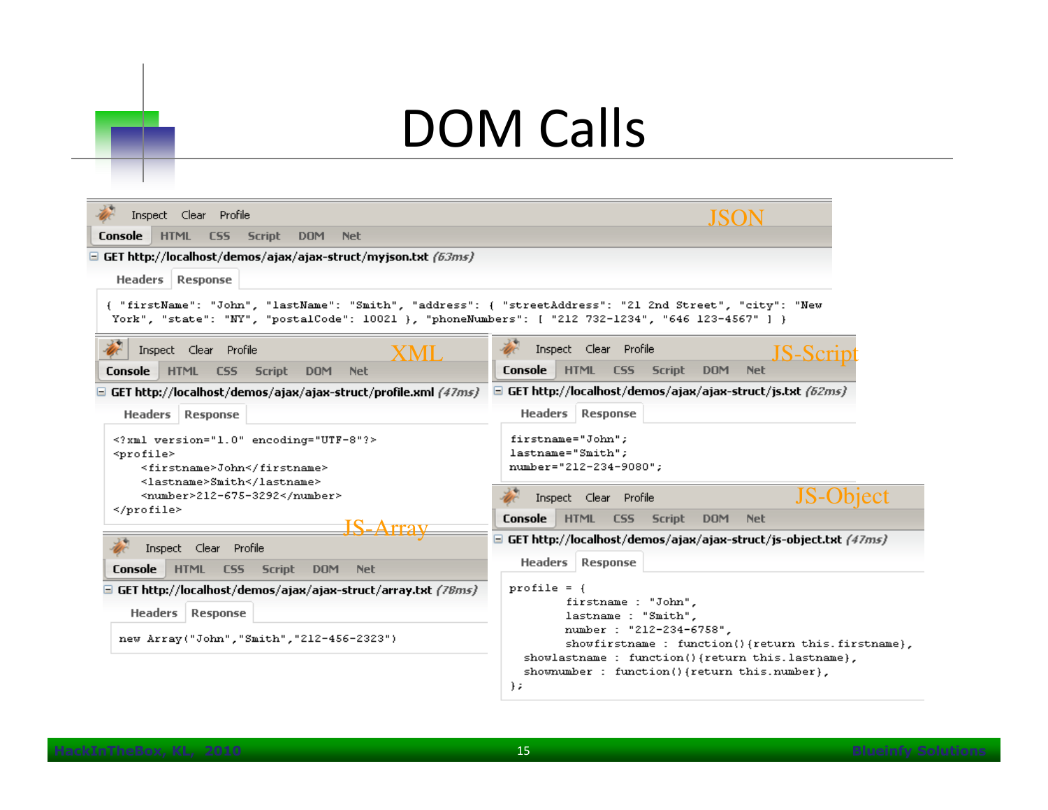# DOM Calls

**JSON**

GET http://localhost/demos/ajax/ajax-struct/myjson.txt (63ms)

```
{ "firstName": "John", "lastName": "Smith", "address": { "streetAddress": "21 2nd Street", "city": "New York", "state": "NY", "postalCode": 10021 }, "phoneNumbers": [ "212 732-1234", "646 123-4567" ] }
```

**XML**

GET http://localhost/demos/ajax/ajax-struct/profile.xml (47ms)

```
<?xml version="1.0" encoding="UTF-8"?>
<profile>
    <firstname>John</firstname>
    <lastname>Smith</lastname>
    <number>212-675-3292</number>
</profile>
```

**JS-Script**

GET http://localhost/demos/ajax/ajax-struct/js.txt (62ms)

```
firstname="John";
lastname="Smith";
number="212-234-9080";
```

**JS-Array**

GET http://localhost/demos/ajax/ajax-struct/array.txt (78ms)

```
new Array("John","Smith","212-456-2323")
```

**JS-Object**

GET http://localhost/demos/ajax/ajax-struct/js-object.txt (47ms)

```
profile = {
        firstname : "John",
        lastname : "Smith",
        number : "212-234-6758",
        showfirstname : function(){return this.firstname},
  showlastname : function(){return this.lastname},
  shownumber : function(){return this.number},
};
```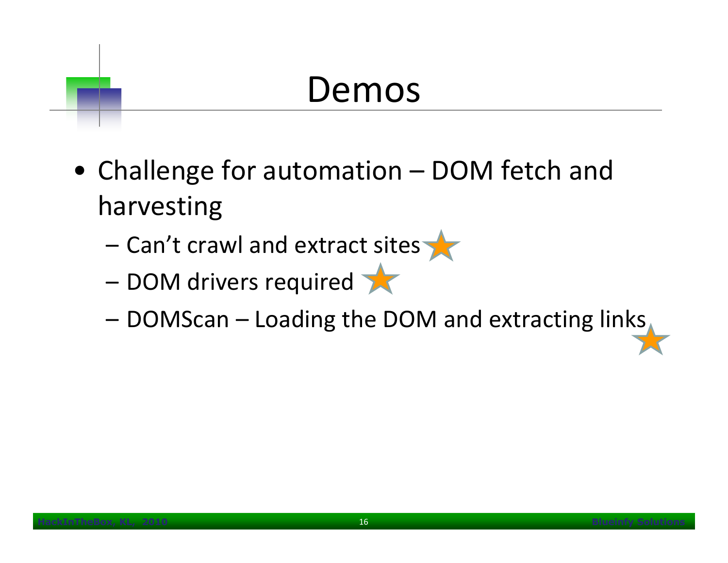# Demos

- Challenge for automation – DOM fetch and harvesting
  - Can't crawl and extract sites
  - DOM drivers required
  - DOMScan – Loading the DOM and extracting links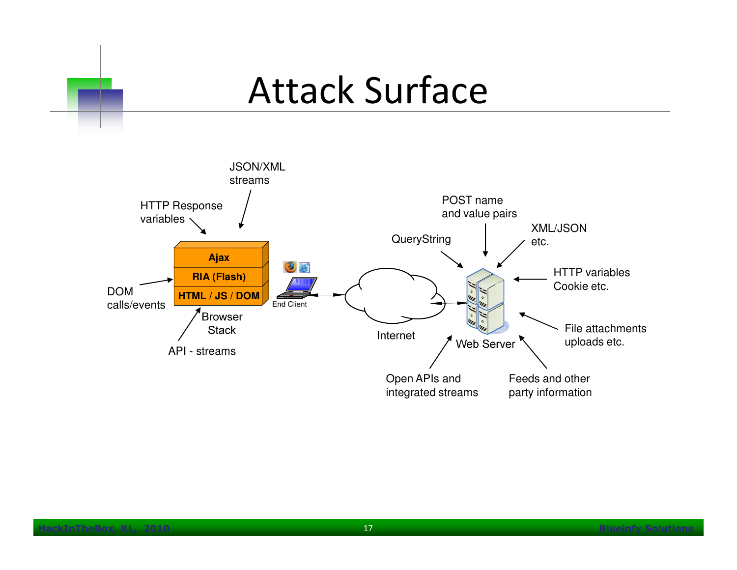# Attack Surface

JSON/XML streams

HTTP Response variables

Ajax

RIA (Flash)

HTML / JS / DOM

DOM calls/events

Browser Stack

API - streams

End Client

Internet

POST name and value pairs

QueryString

XML/JSON etc.

HTTP variables Cookie etc.

File attachments uploads etc.

Web Server

Open APIs and integrated streams

Feeds and other party information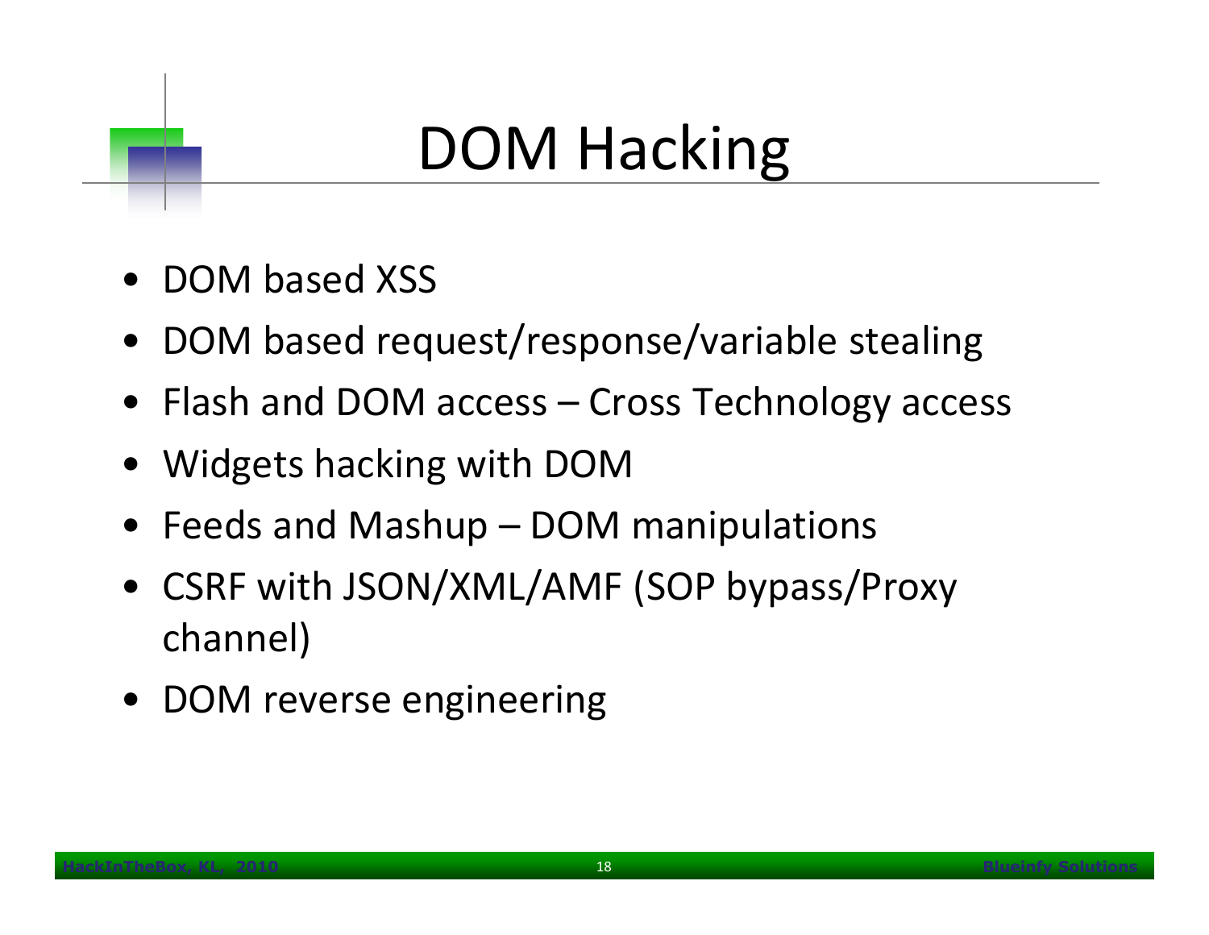# DOM Hacking

- DOM based XSS
- DOM based request/response/variable stealing
- Flash and DOM access – Cross Technology access
- Widgets hacking with DOM
- Feeds and Mashup – DOM manipulations
- CSRF with JSON/XML/AMF (SOP bypass/Proxy channel)
- DOM reverse engineering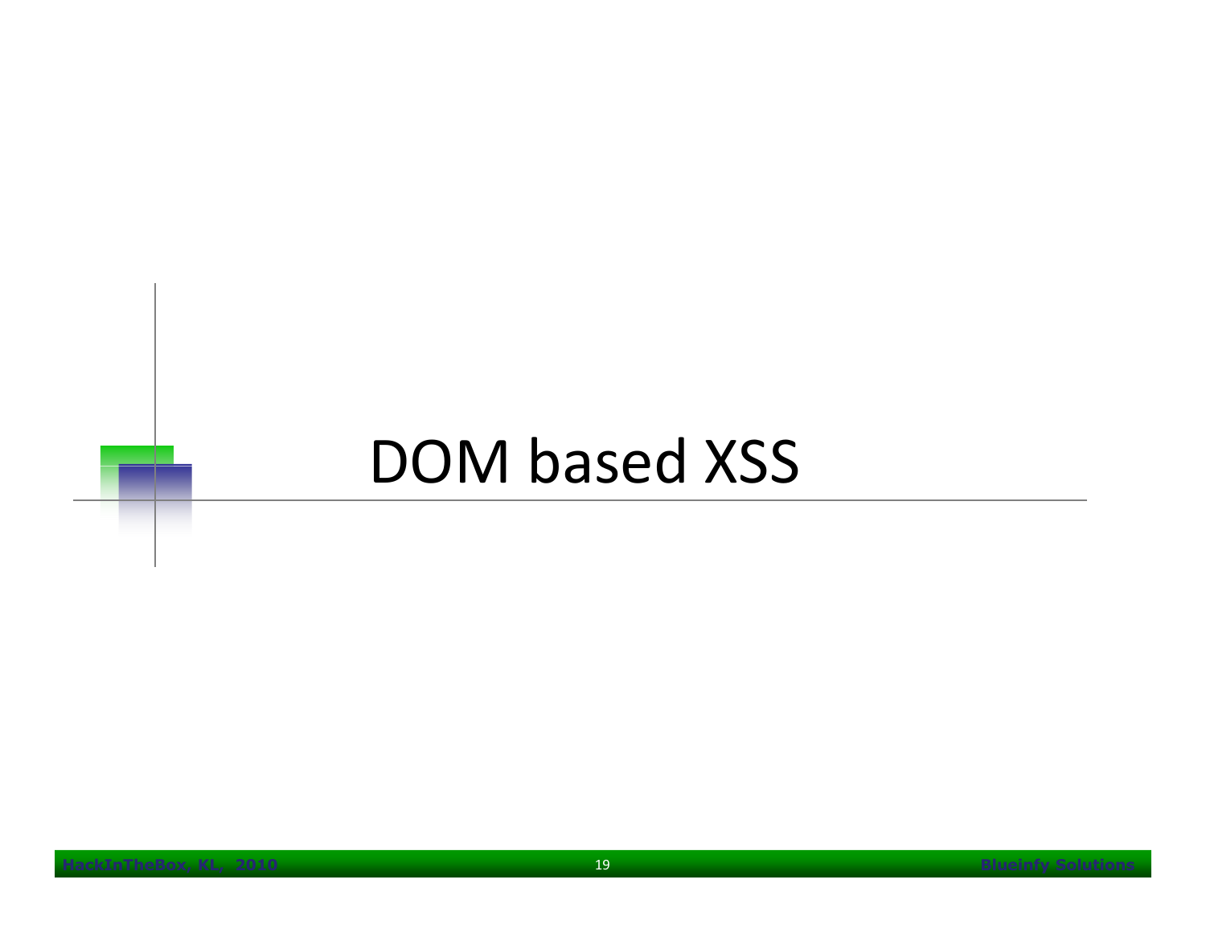# DOM based XSS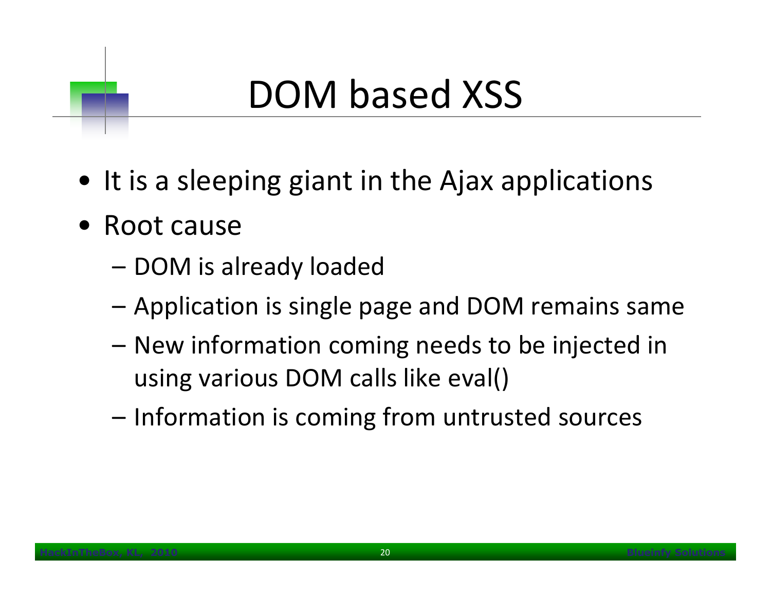# DOM based XSS

- It is a sleeping giant in the Ajax applications
- Root cause
  - DOM is already loaded
  - Application is single page and DOM remains same
  - New information coming needs to be injected in using various DOM calls like eval()
  - Information is coming from untrusted sources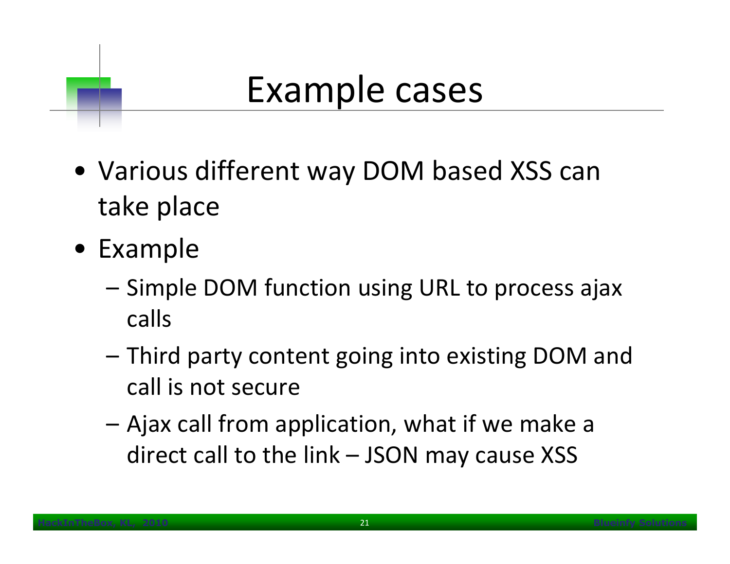# Example cases

- Various different way DOM based XSS can take place
- Example
  - Simple DOM function using URL to process ajax calls
  - Third party content going into existing DOM and call is not secure
  - Ajax call from application, what if we make a direct call to the link – JSON may cause XSS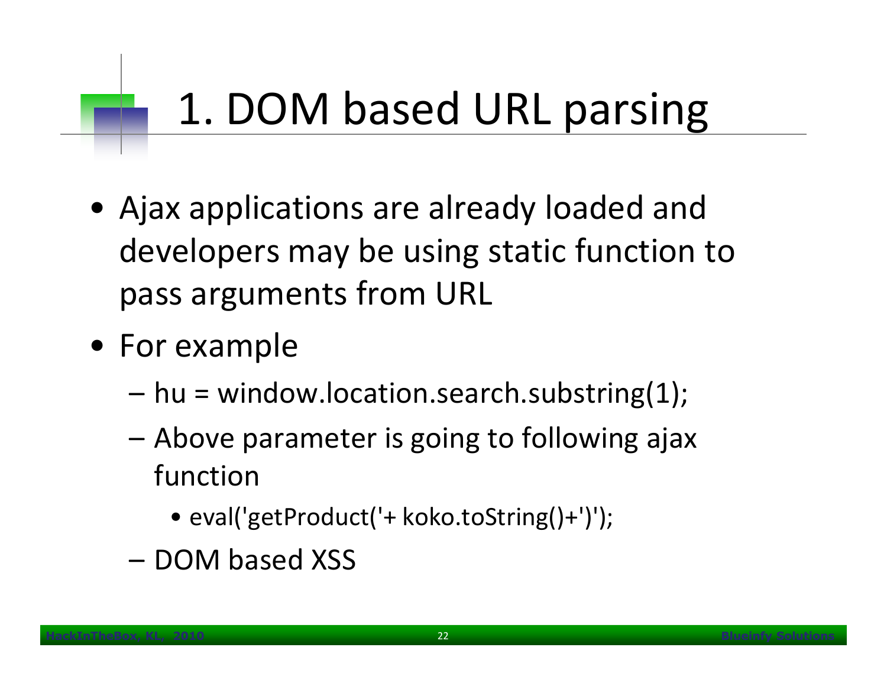# 1. DOM based URL parsing

- Ajax applications are already loaded and developers may be using static function to pass arguments from URL
- For example
  - hu = window.location.search.substring(1);
  - Above parameter is going to following ajax function
    - eval('getProduct('+ koko.toString()+')');
  - DOM based XSS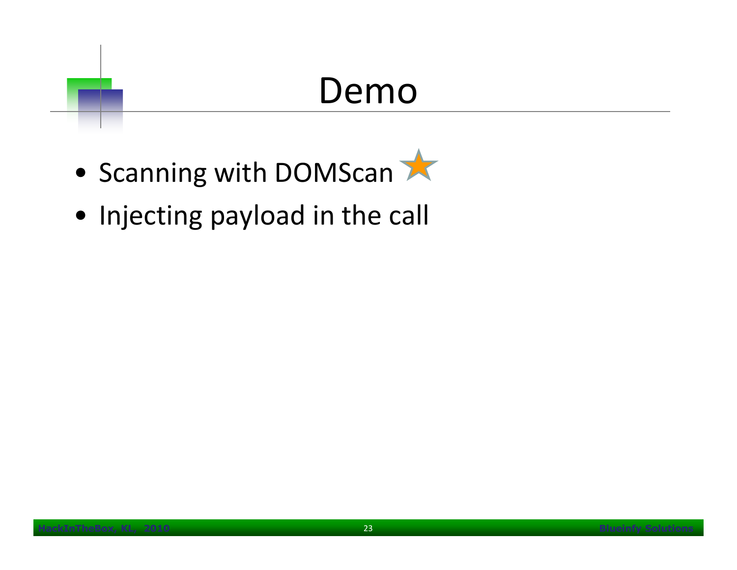# Demo

- Scanning with DOMScan
- Injecting payload in the call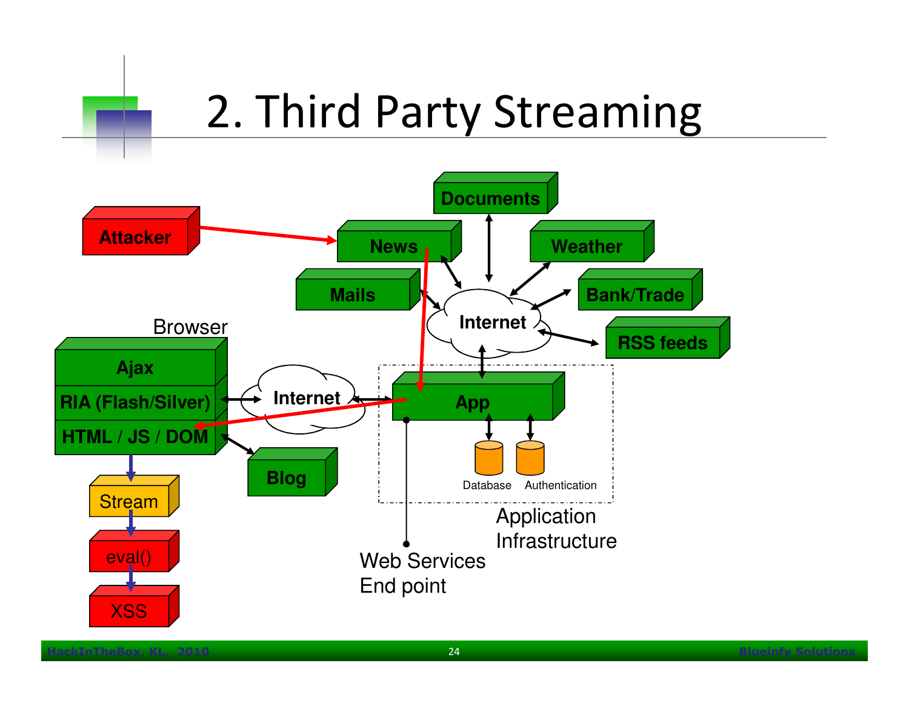# 2. Third Party Streaming

Attacker

Documents

News

Weather

Mails

Internet

Bank/Trade

RSS feeds

Browser

Ajax

RIA (Flash/Silver)

HTML / JS / DOM

Internet

App

Database

Authentication

Blog

Stream

eval()

XSS

Application Infrastructure

Web Services End point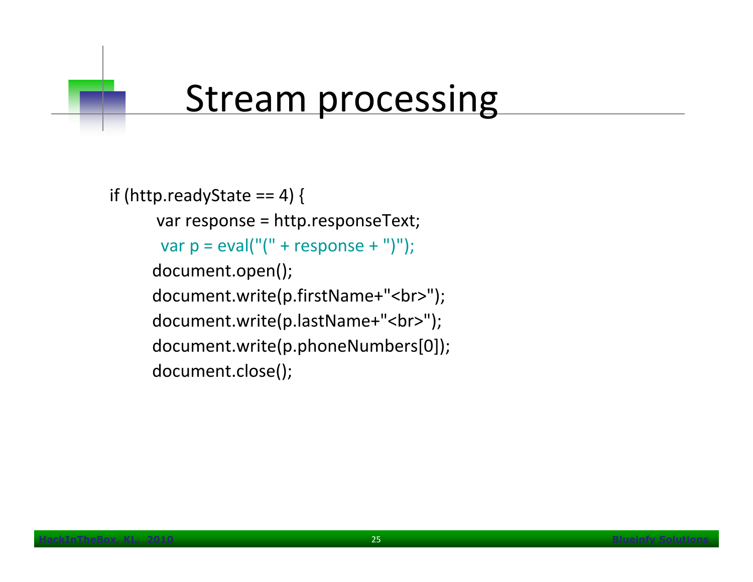# Stream processing

```
if (http.readyState == 4) {
    var response = http.responseText;
    var p = eval("(" + response + ")");
    document.open();
    document.write(p.firstName+"<br>");
    document.write(p.lastName+"<br>");
    document.write(p.phoneNumbers[0]);
    document.close();
```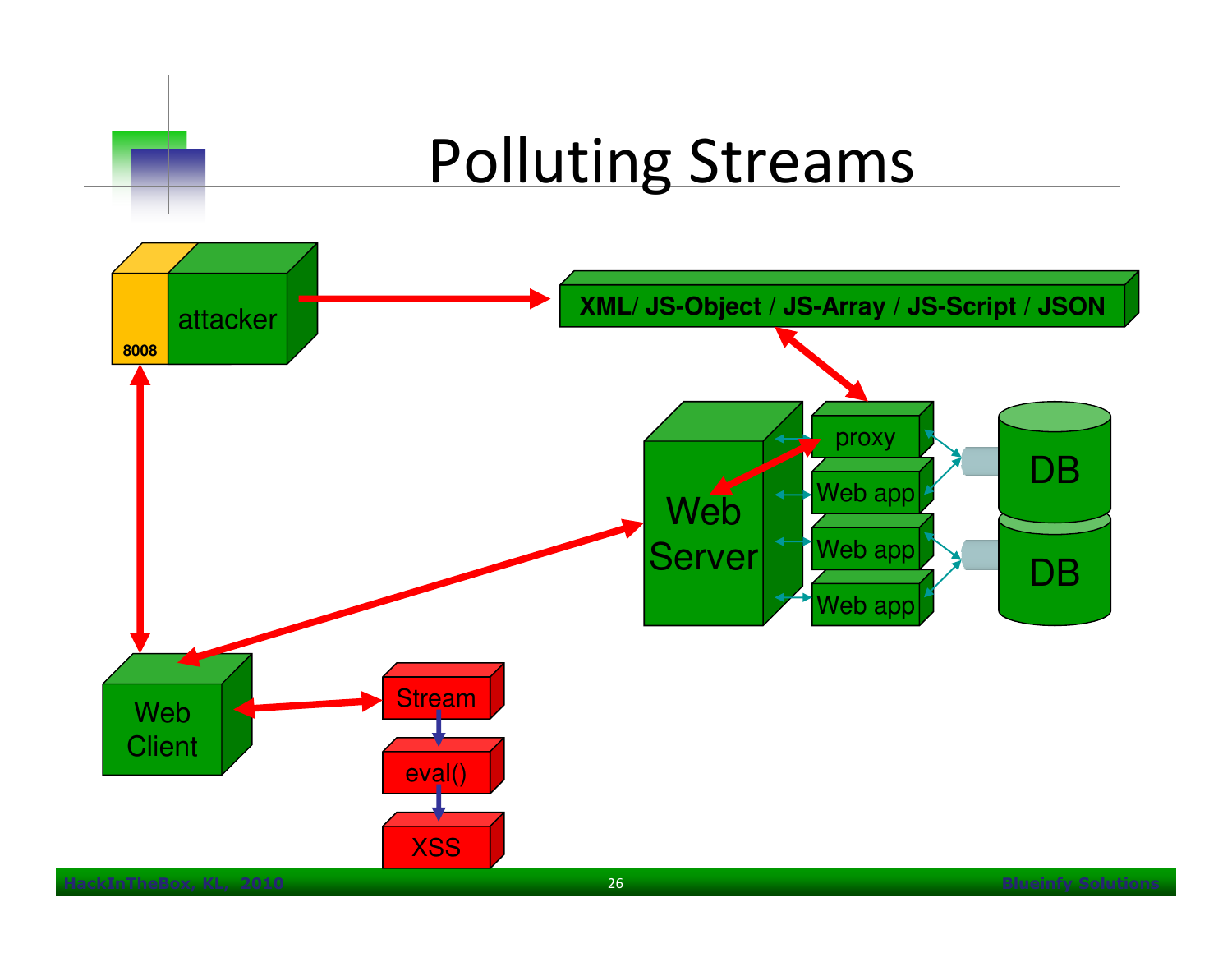# Polluting Streams

attacker

8008

XML/ JS-Object / JS-Array / JS-Script / JSON

Web Server

proxy

Web app

Web app

Web app

DB

DB

Web Client

Stream

eval()

XSS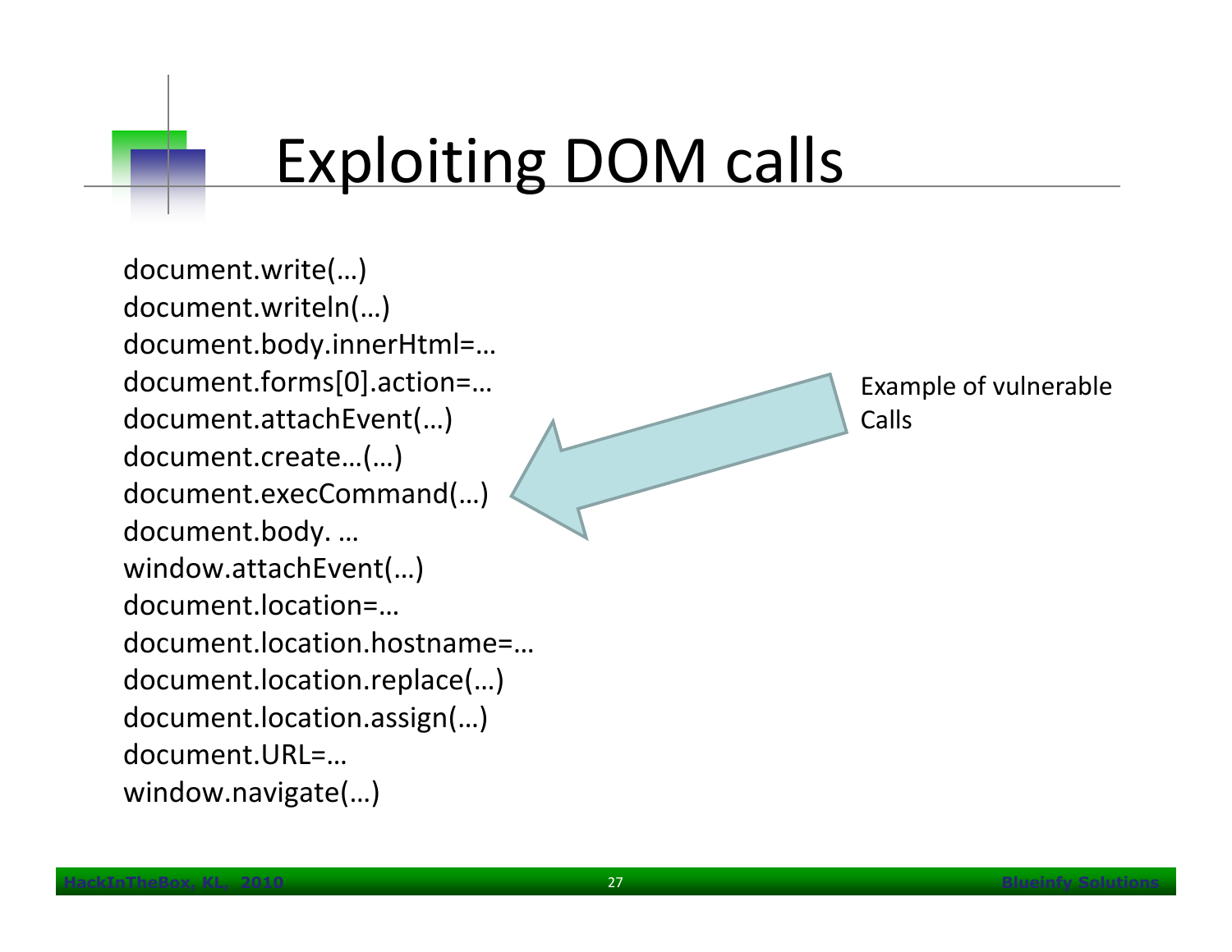# Exploiting DOM calls

```
document.write(…)
document.writeln(…)
document.body.innerHtml=…
document.forms[0].action=…
document.attachEvent(…)
document.create…(…)
document.execCommand(…)
document.body. …
window.attachEvent(…)
document.location=…
document.location.hostname=…
document.location.replace(…)
document.location.assign(…)
document.URL=…
window.navigate(…)
```

Example of vulnerable Calls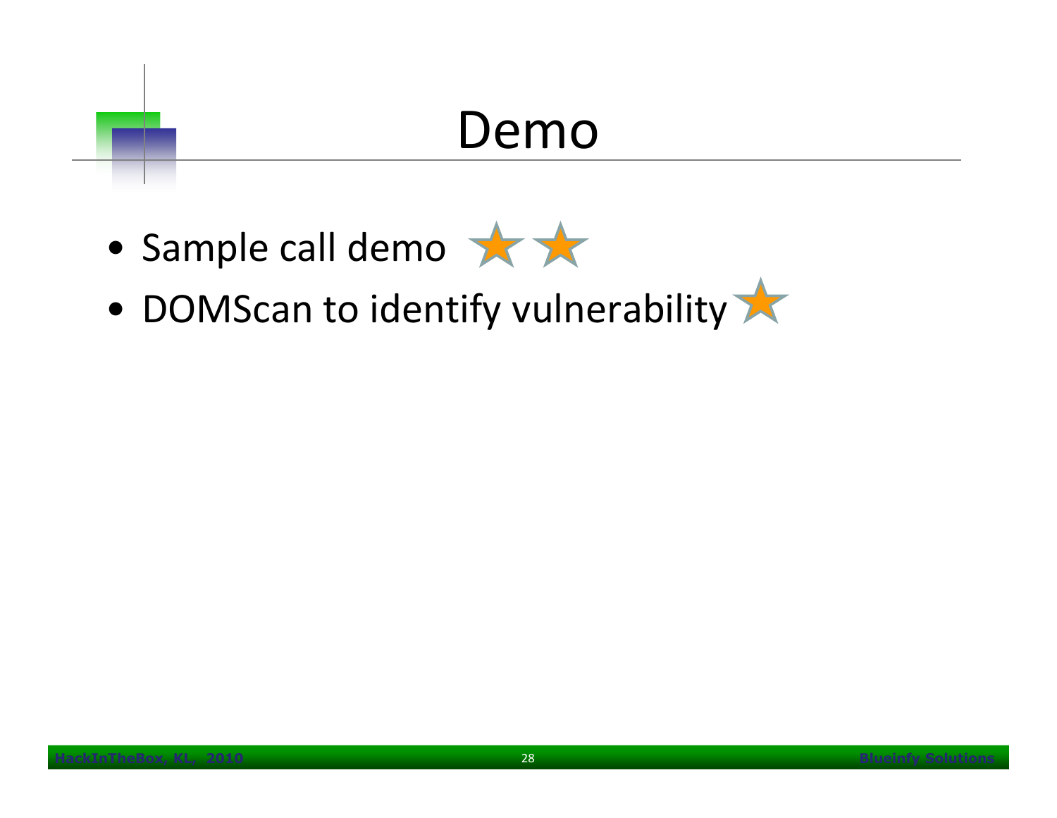# Demo

- Sample call demo
- DOMScan to identify vulnerability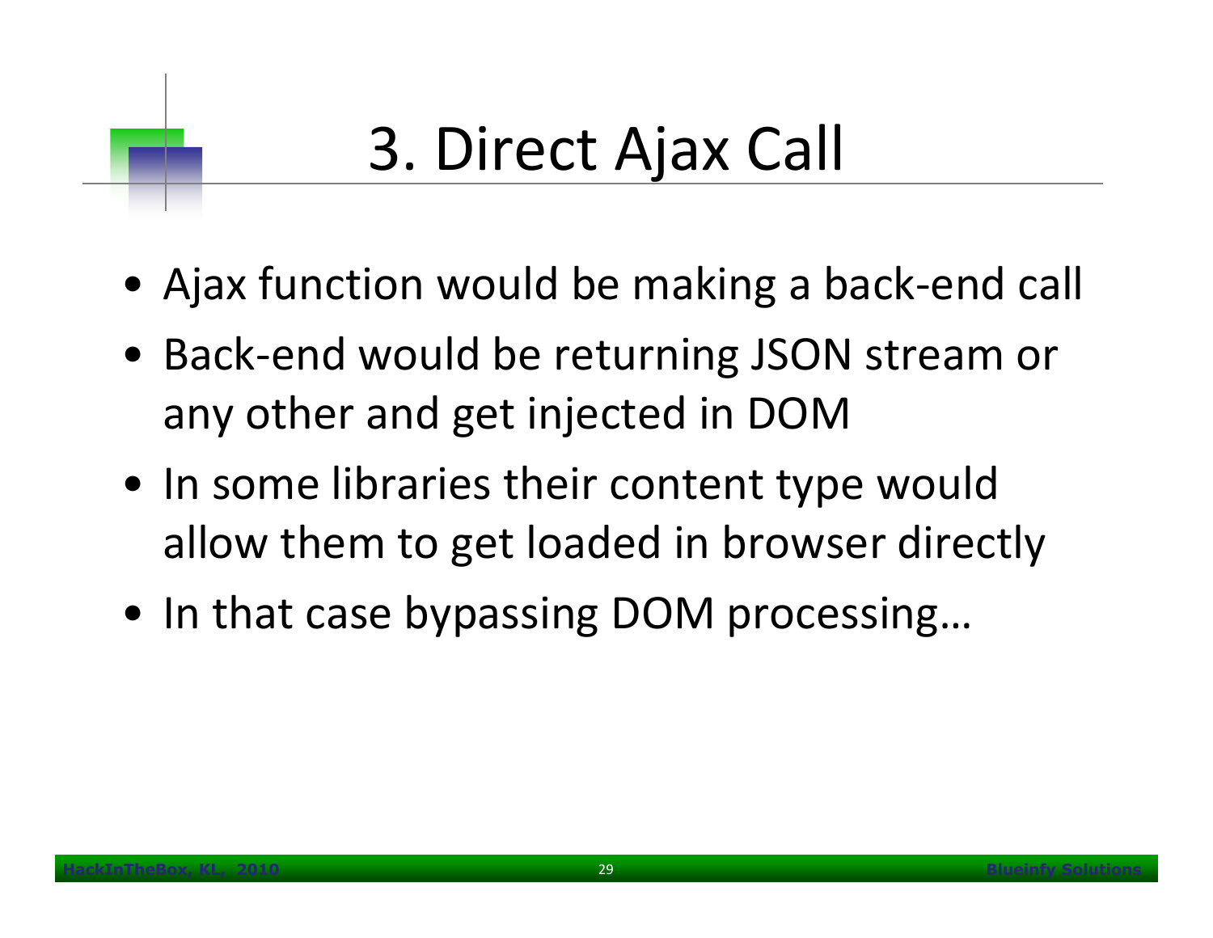# 3. Direct Ajax Call

- Ajax function would be making a back-end call
- Back-end would be returning JSON stream or any other and get injected in DOM
- In some libraries their content type would allow them to get loaded in browser directly
- In that case bypassing DOM processing…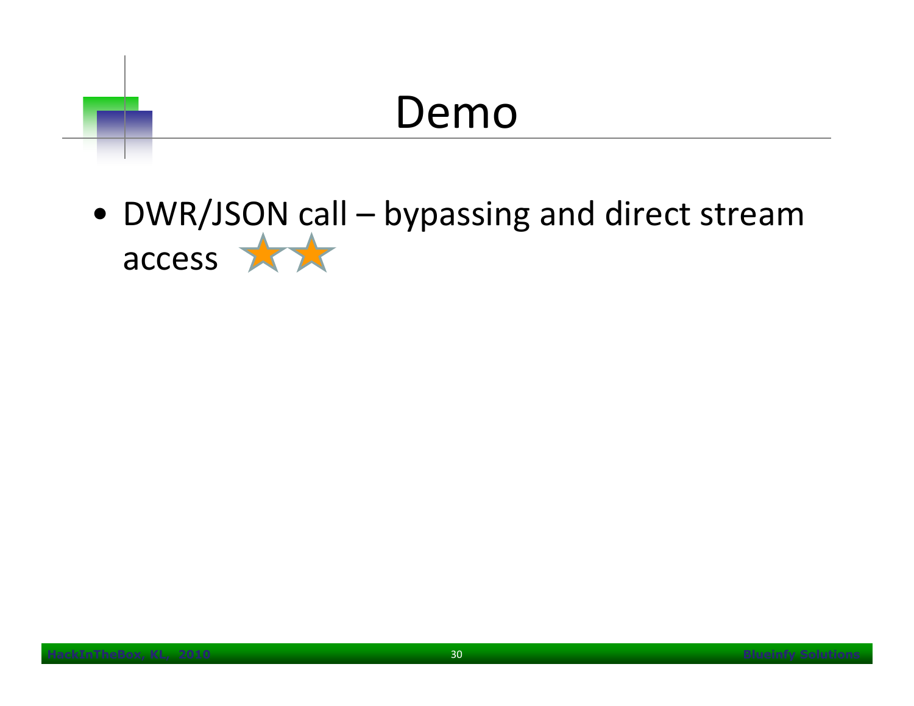# Demo

- DWR/JSON call – bypassing and direct stream access ★★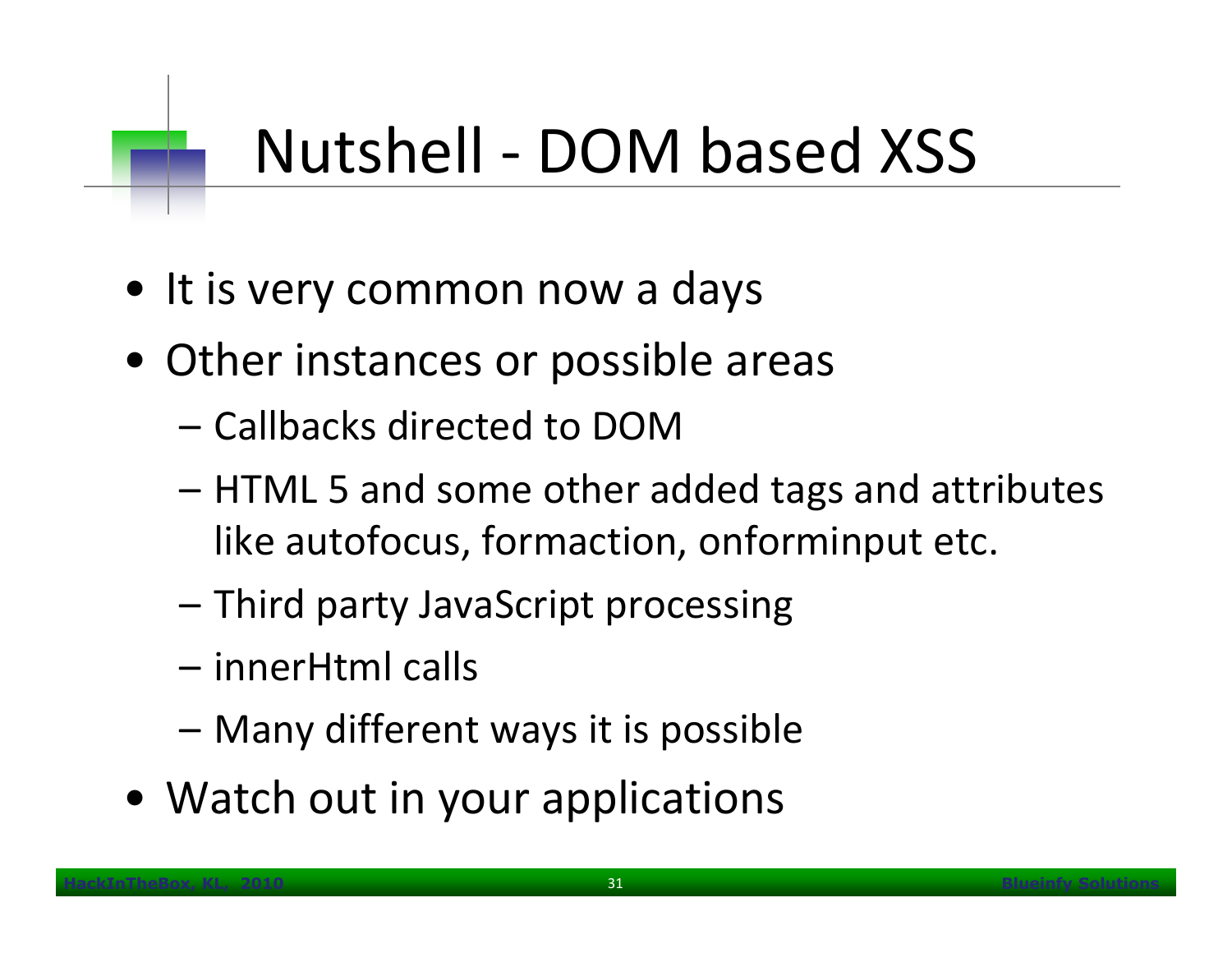# Nutshell - DOM based XSS

- It is very common now a days
- Other instances or possible areas
  - Callbacks directed to DOM
  - HTML 5 and some other added tags and attributes like autofocus, formaction, onforminput etc.
  - Third party JavaScript processing
  - innerHtml calls
  - Many different ways it is possible
- Watch out in your applications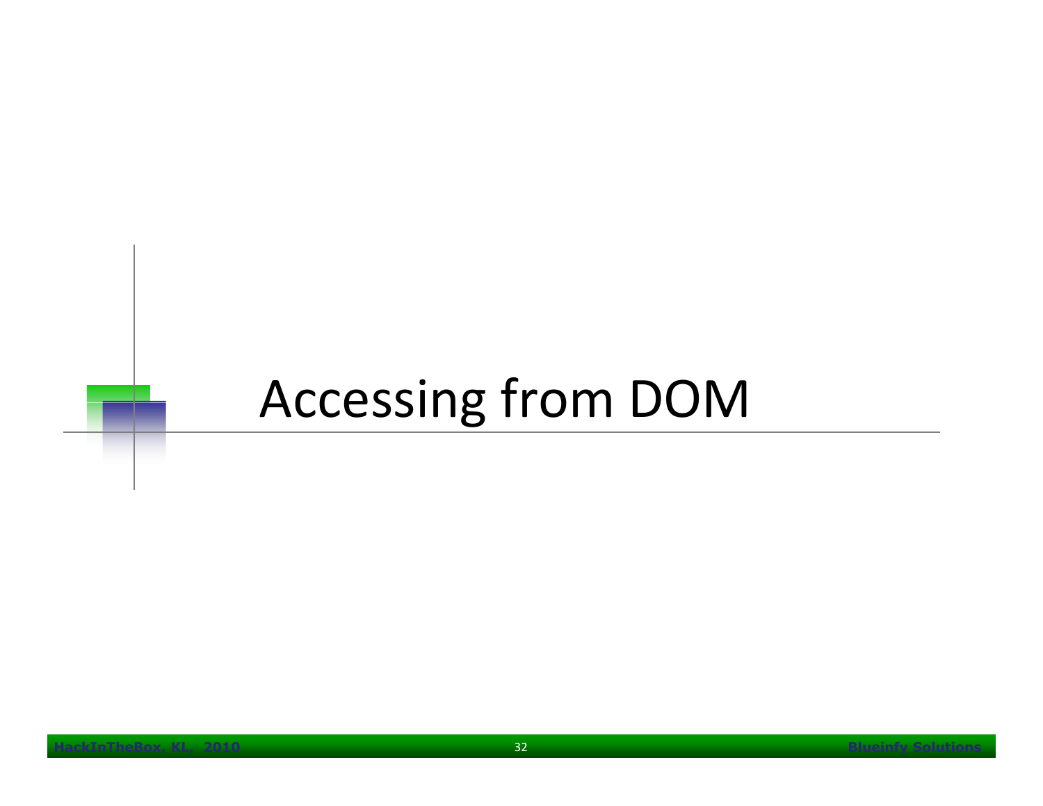# Accessing from DOM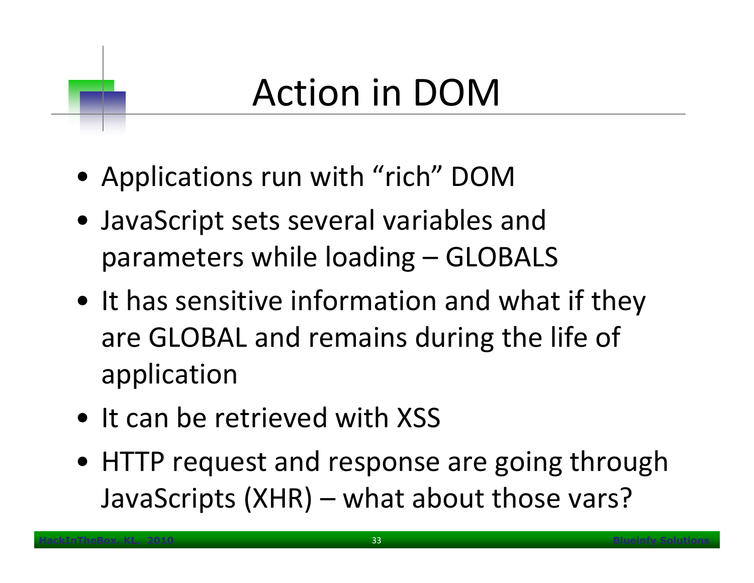# Action in DOM

- Applications run with “rich” DOM
- JavaScript sets several variables and parameters while loading – GLOBALS
- It has sensitive information and what if they are GLOBAL and remains during the life of application
- It can be retrieved with XSS
- HTTP request and response are going through JavaScripts (XHR) – what about those vars?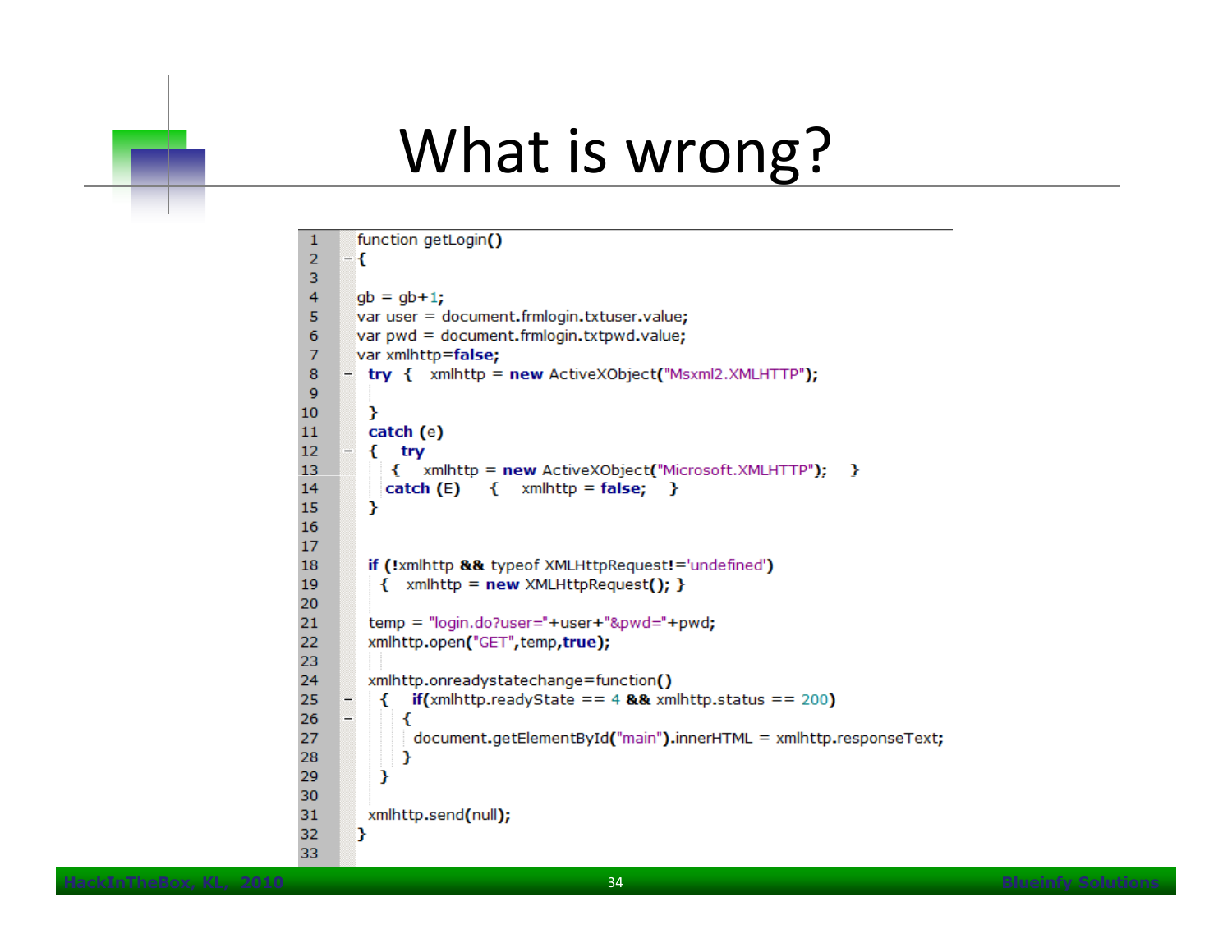# What is wrong?

```
function getLogin()
{

gb = gb+1;
var user = document.frmlogin.txtuser.value;
var pwd = document.frmlogin.txtpwd.value;
var xmlhttp=false;
 try {  xmlhttp = new ActiveXObject("Msxml2.XMLHTTP");

 }
 catch (e)
 {  try
   {  xmlhttp = new ActiveXObject("Microsoft.XMLHTTP");  }
   catch (E)   {  xmlhttp = false;  }
 }


 if (!xmlhttp && typeof XMLHttpRequest!='undefined')
   {  xmlhttp = new XMLHttpRequest(); }

 temp = "login.do?user="+user+"&pwd="+pwd;
 xmlhttp.open("GET",temp,true);

 xmlhttp.onreadystatechange=function()
   {  if(xmlhttp.readyState == 4 && xmlhttp.status == 200)
      {
       document.getElementById("main").innerHTML = xmlhttp.responseText;
      }
   }

 xmlhttp.send(null);
}
```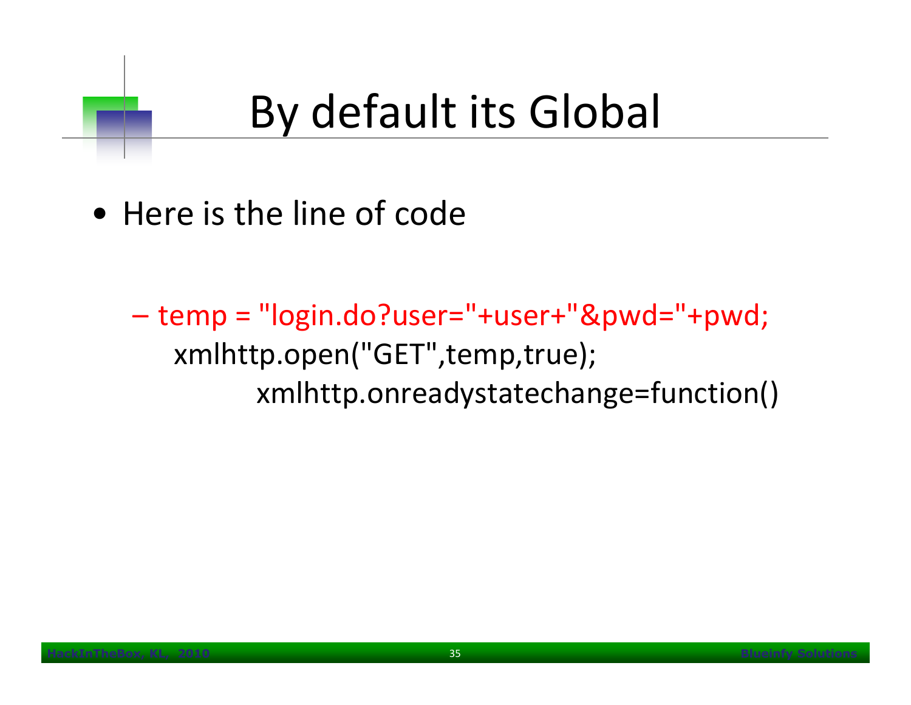# By default its Global

- Here is the line of code

```
temp = "login.do?user="+user+"&pwd="+pwd;
xmlhttp.open("GET",temp,true);
        xmlhttp.onreadystatechange=function()
```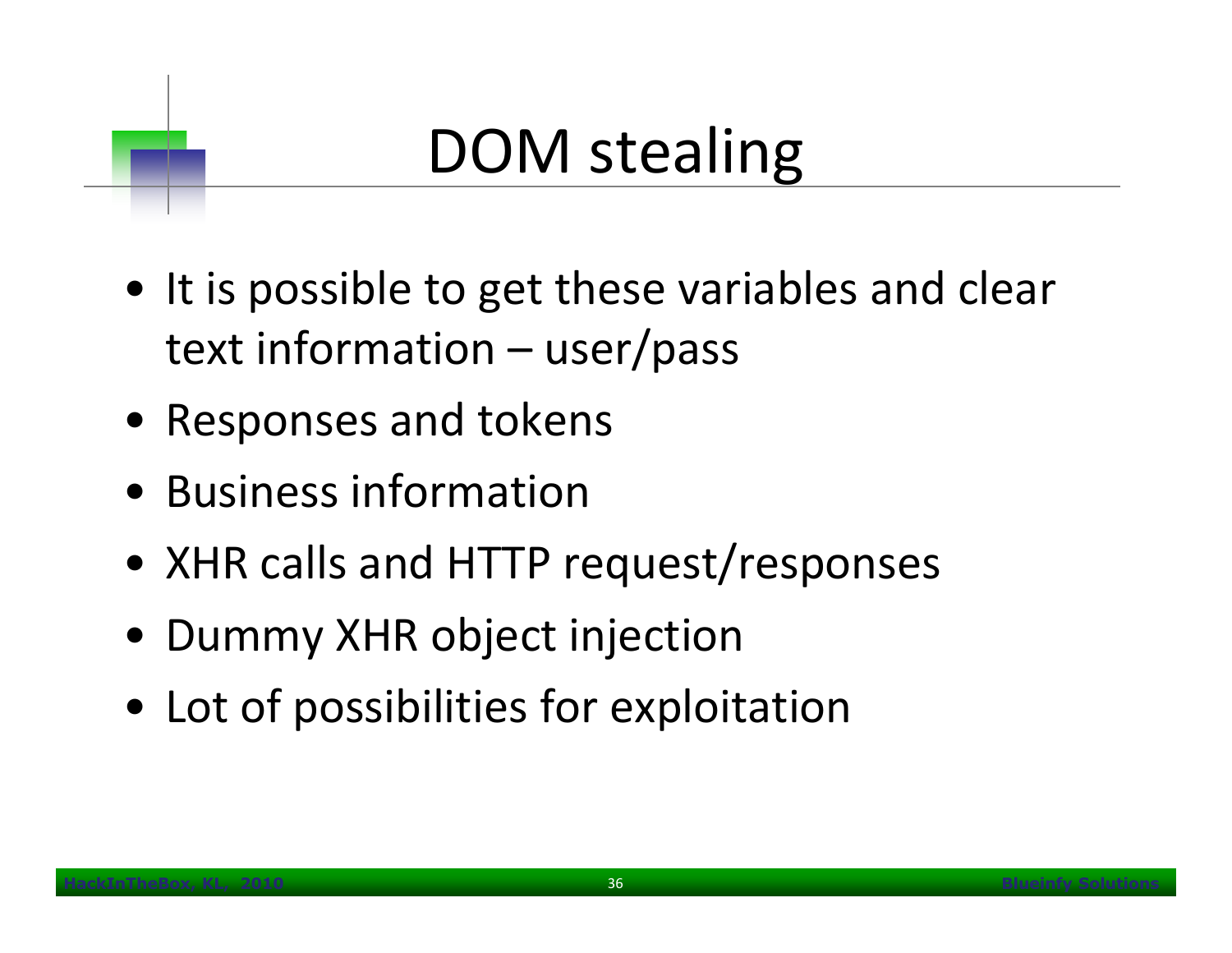# DOM stealing

- It is possible to get these variables and clear text information – user/pass
- Responses and tokens
- Business information
- XHR calls and HTTP request/responses
- Dummy XHR object injection
- Lot of possibilities for exploitation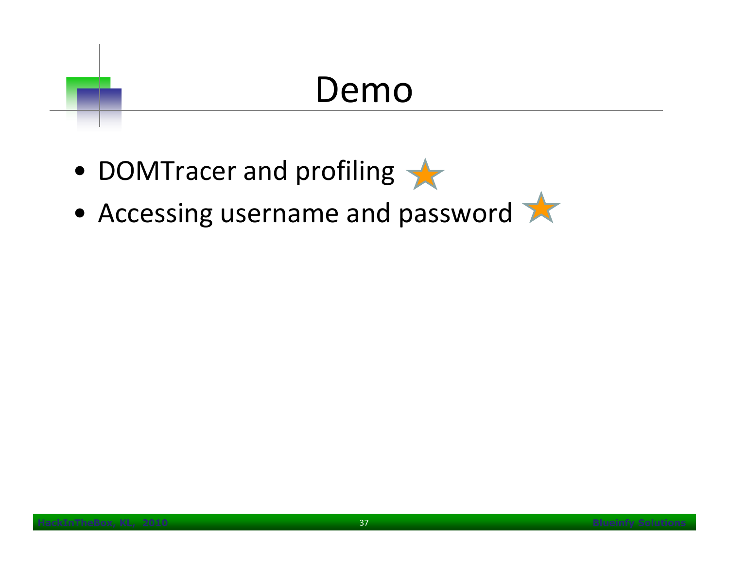# Demo

- DOMTracer and profiling ★
- Accessing username and password ★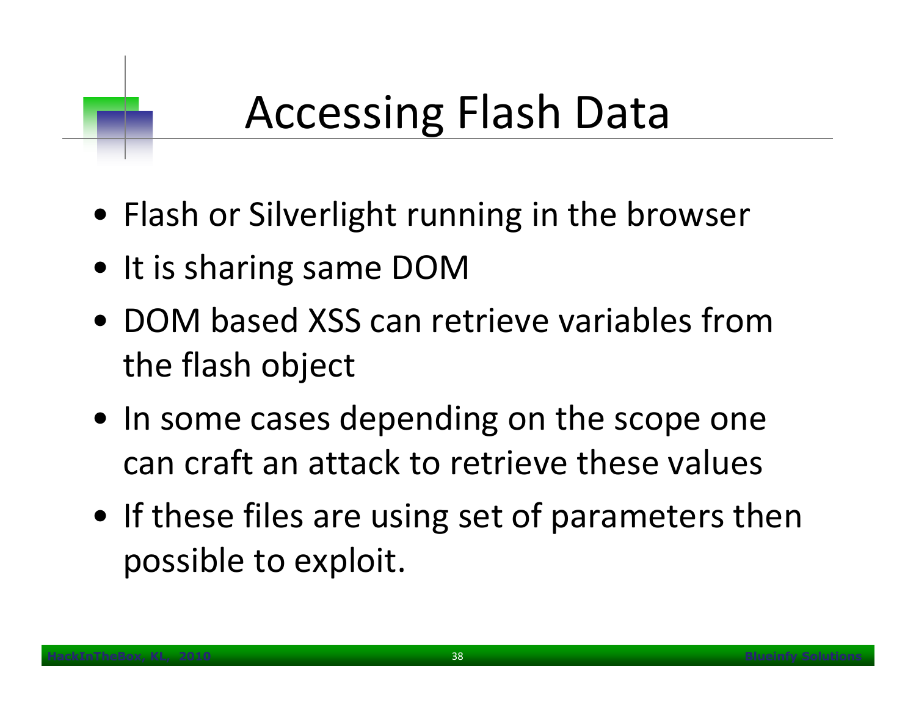# Accessing Flash Data

- Flash or Silverlight running in the browser
- It is sharing same DOM
- DOM based XSS can retrieve variables from the flash object
- In some cases depending on the scope one can craft an attack to retrieve these values
- If these files are using set of parameters then possible to exploit.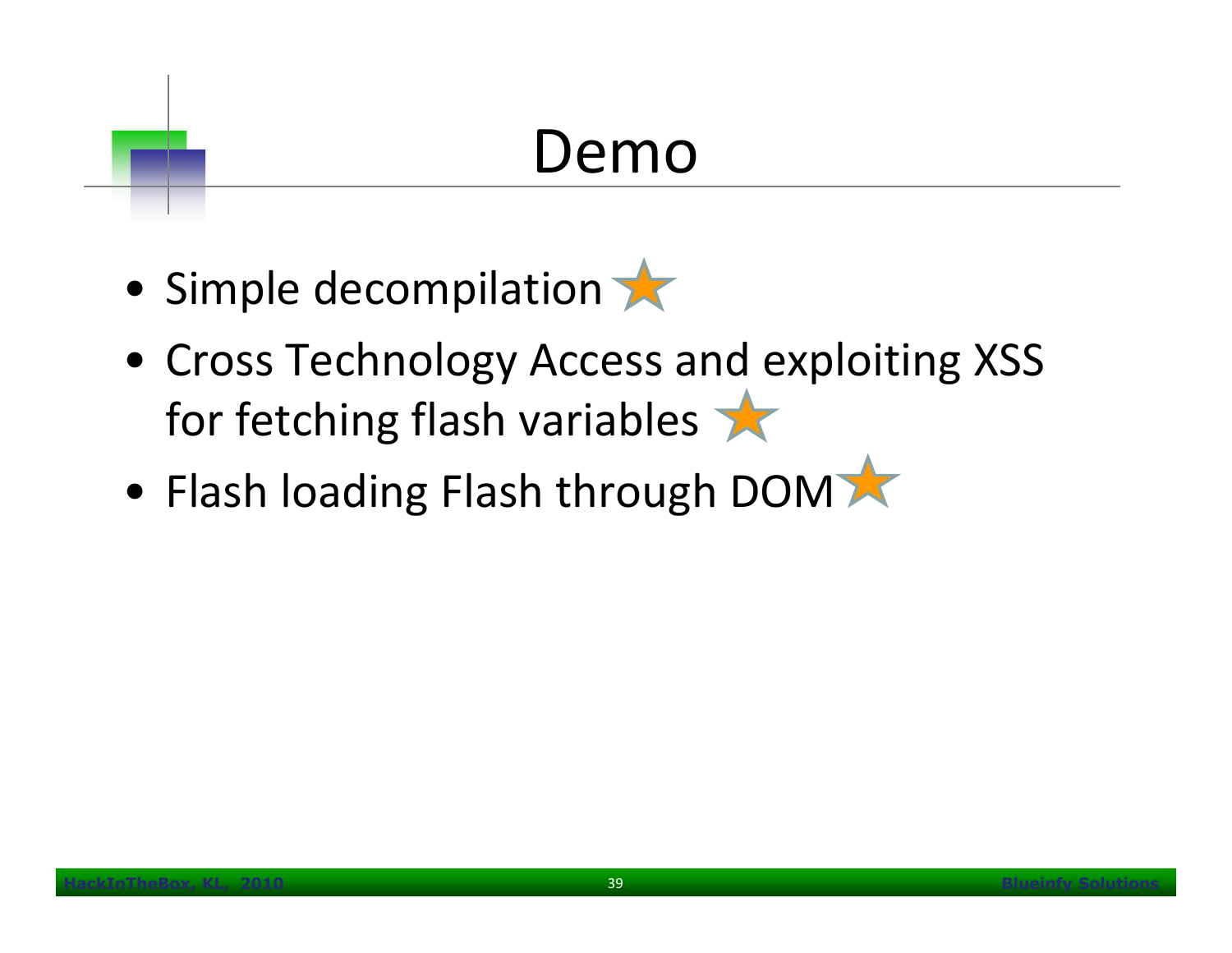# Demo

- Simple decompilation
- Cross Technology Access and exploiting XSS for fetching flash variables
- Flash loading Flash through DOM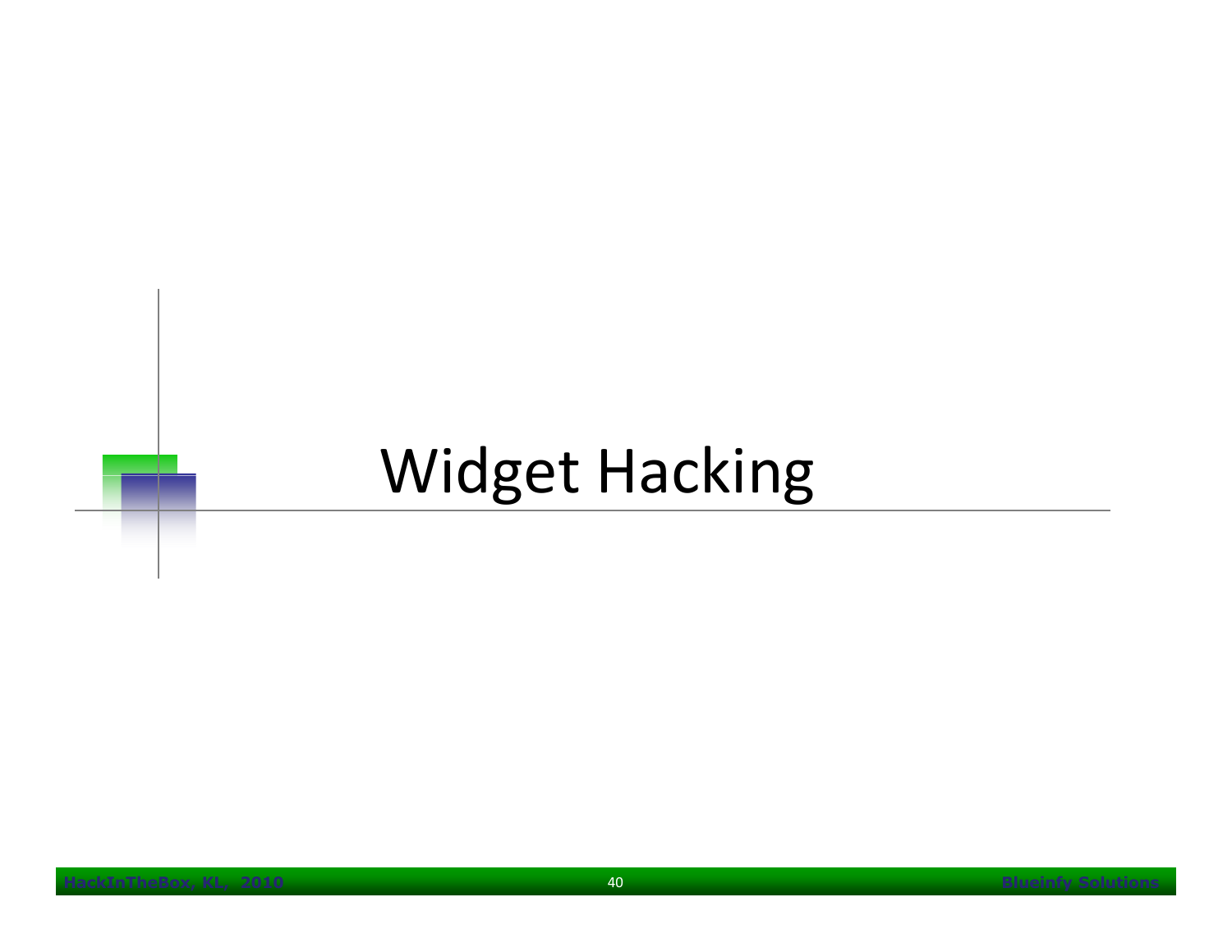# Widget Hacking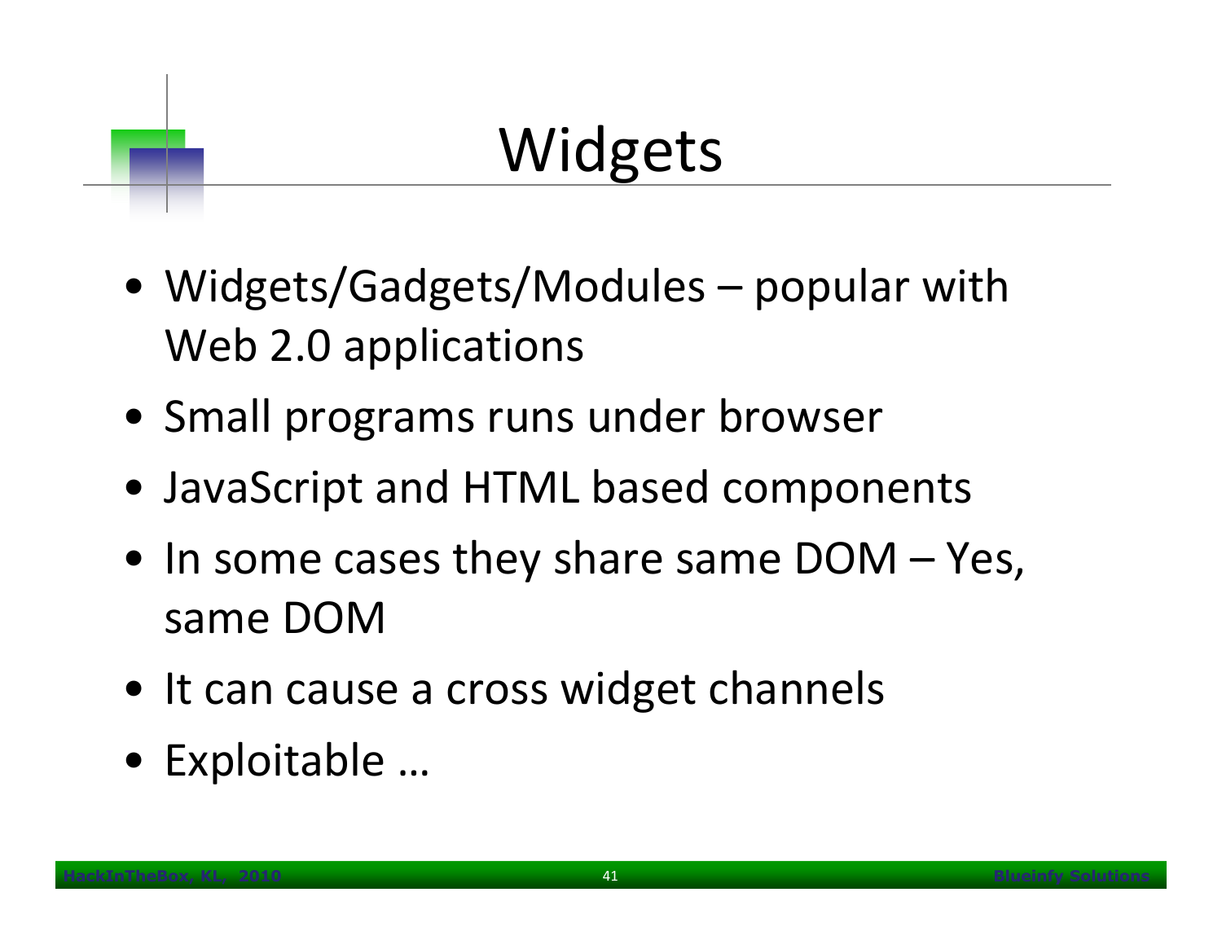# Widgets

- Widgets/Gadgets/Modules – popular with Web 2.0 applications
- Small programs runs under browser
- JavaScript and HTML based components
- In some cases they share same DOM – Yes, same DOM
- It can cause a cross widget channels
- Exploitable …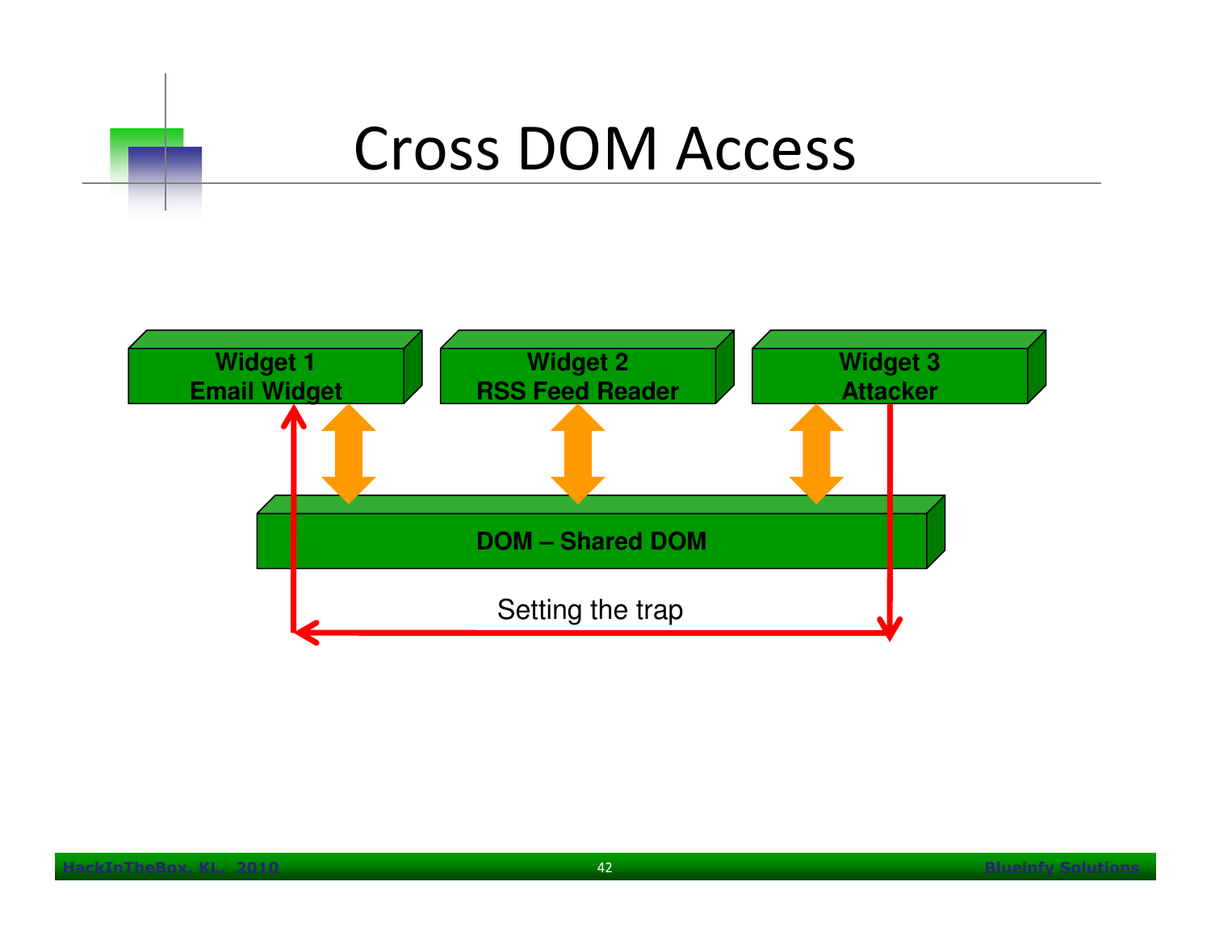# Cross DOM Access

Widget 1
Email Widget

Widget 2
RSS Feed Reader

Widget 3
Attacker

DOM – Shared DOM

Setting the trap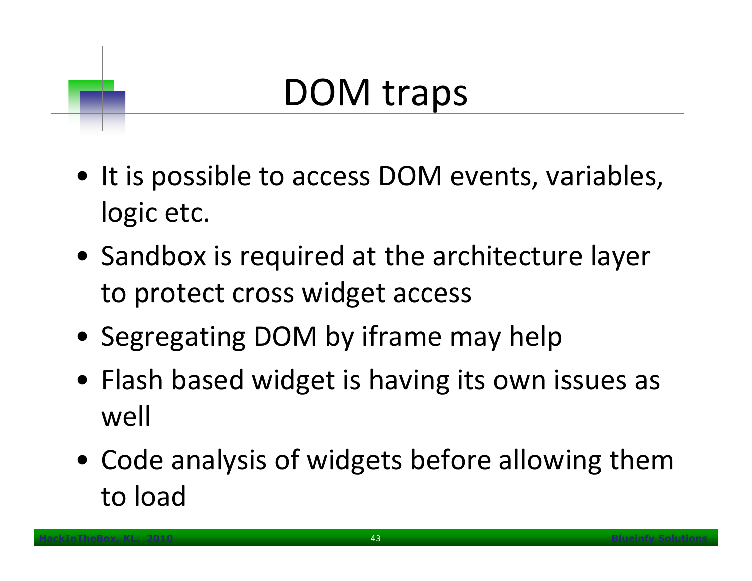# DOM traps

- It is possible to access DOM events, variables, logic etc.
- Sandbox is required at the architecture layer to protect cross widget access
- Segregating DOM by iframe may help
- Flash based widget is having its own issues as well
- Code analysis of widgets before allowing them to load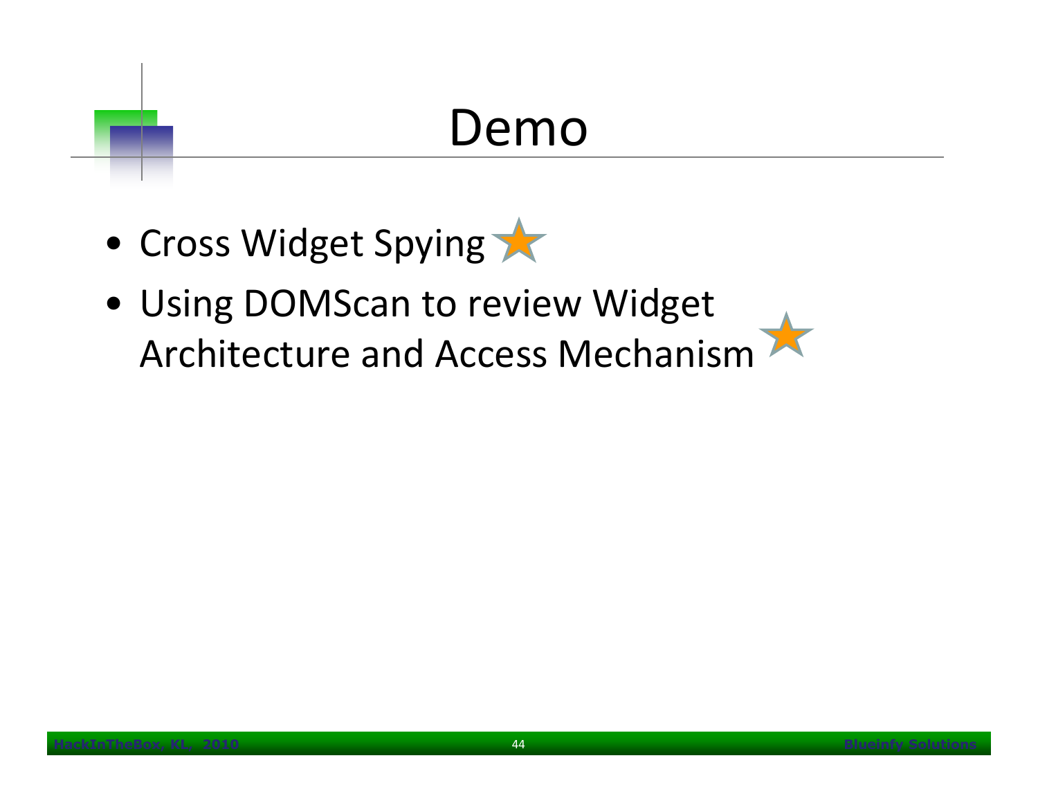# Demo

- Cross Widget Spying
- Using DOMScan to review Widget Architecture and Access Mechanism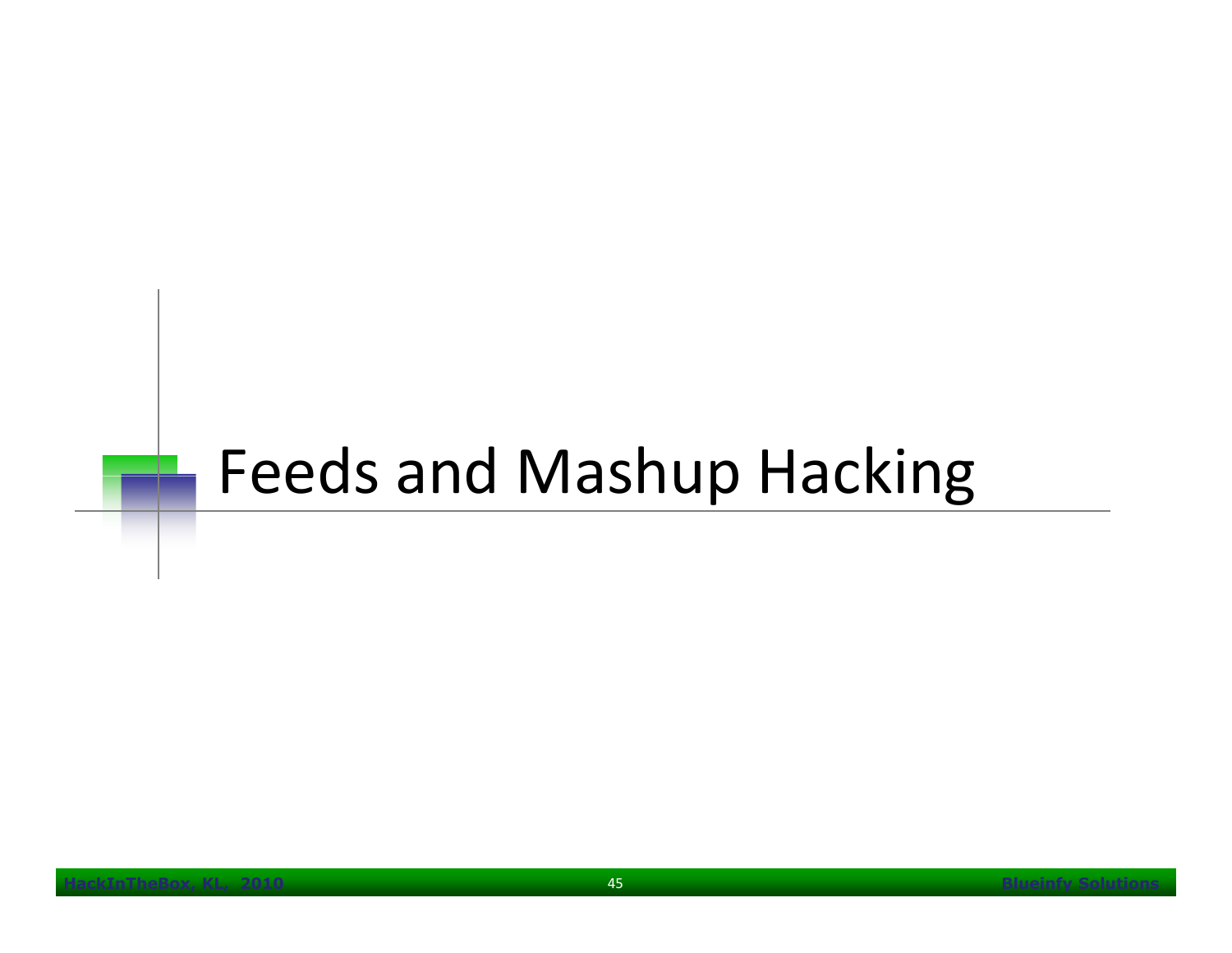# Feeds and Mashup Hacking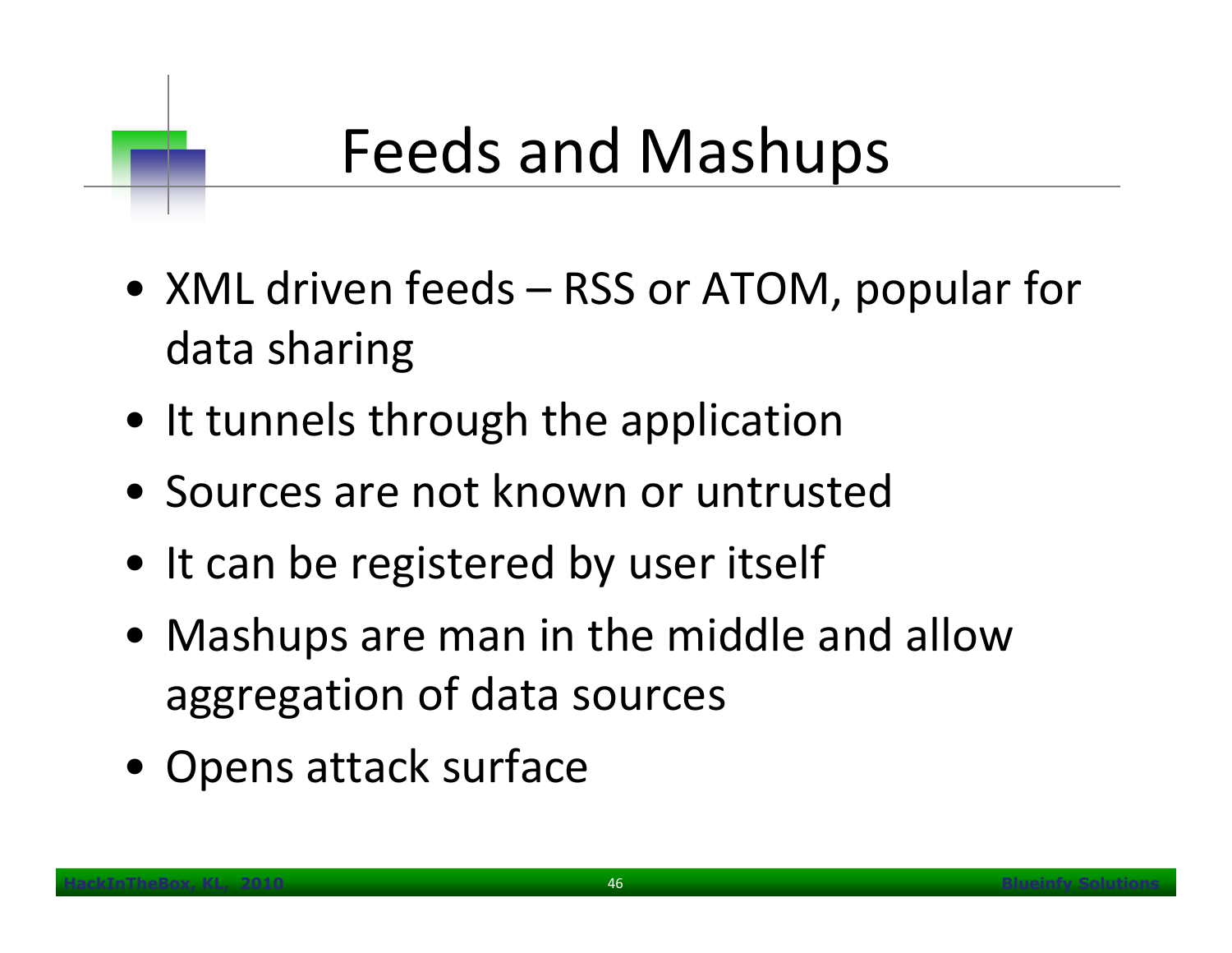# Feeds and Mashups

- XML driven feeds – RSS or ATOM, popular for data sharing
- It tunnels through the application
- Sources are not known or untrusted
- It can be registered by user itself
- Mashups are man in the middle and allow aggregation of data sources
- Opens attack surface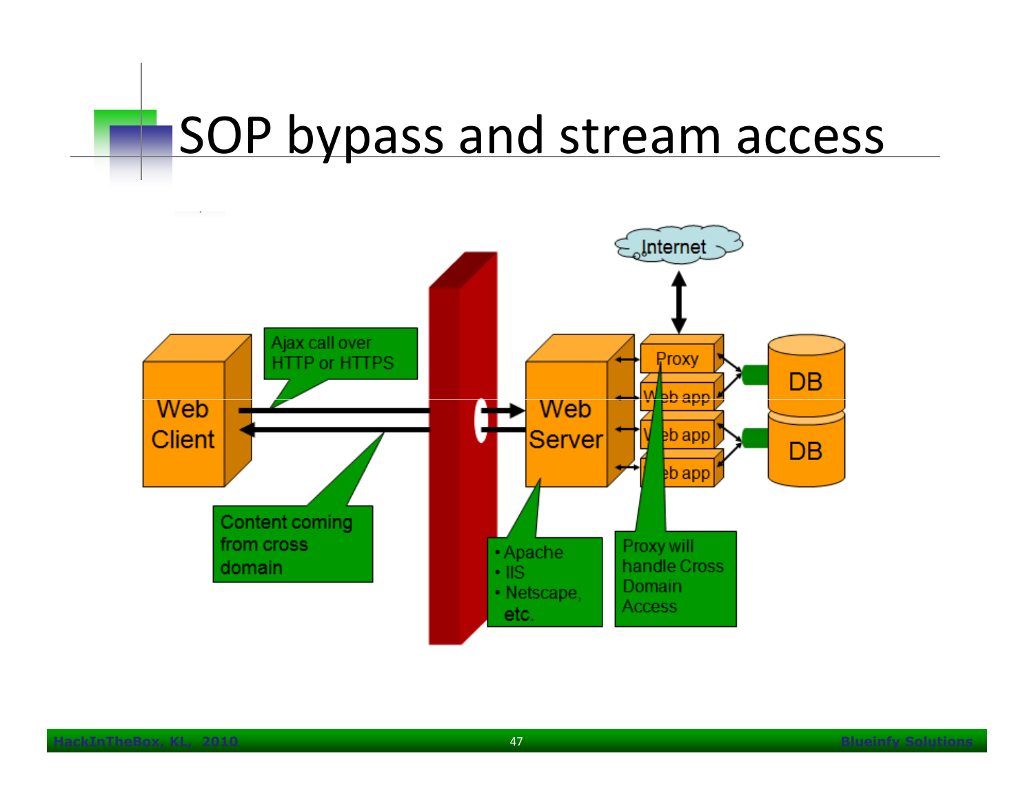# SOP bypass and stream access

Web Client

Ajax call over HTTP or HTTPS

Content coming from cross domain

Web Server

- Apache
- IIS
- Netscape, etc.

Internet

Proxy

Web app

Web app

Web app

Proxy will handle Cross Domain Access

DB

DB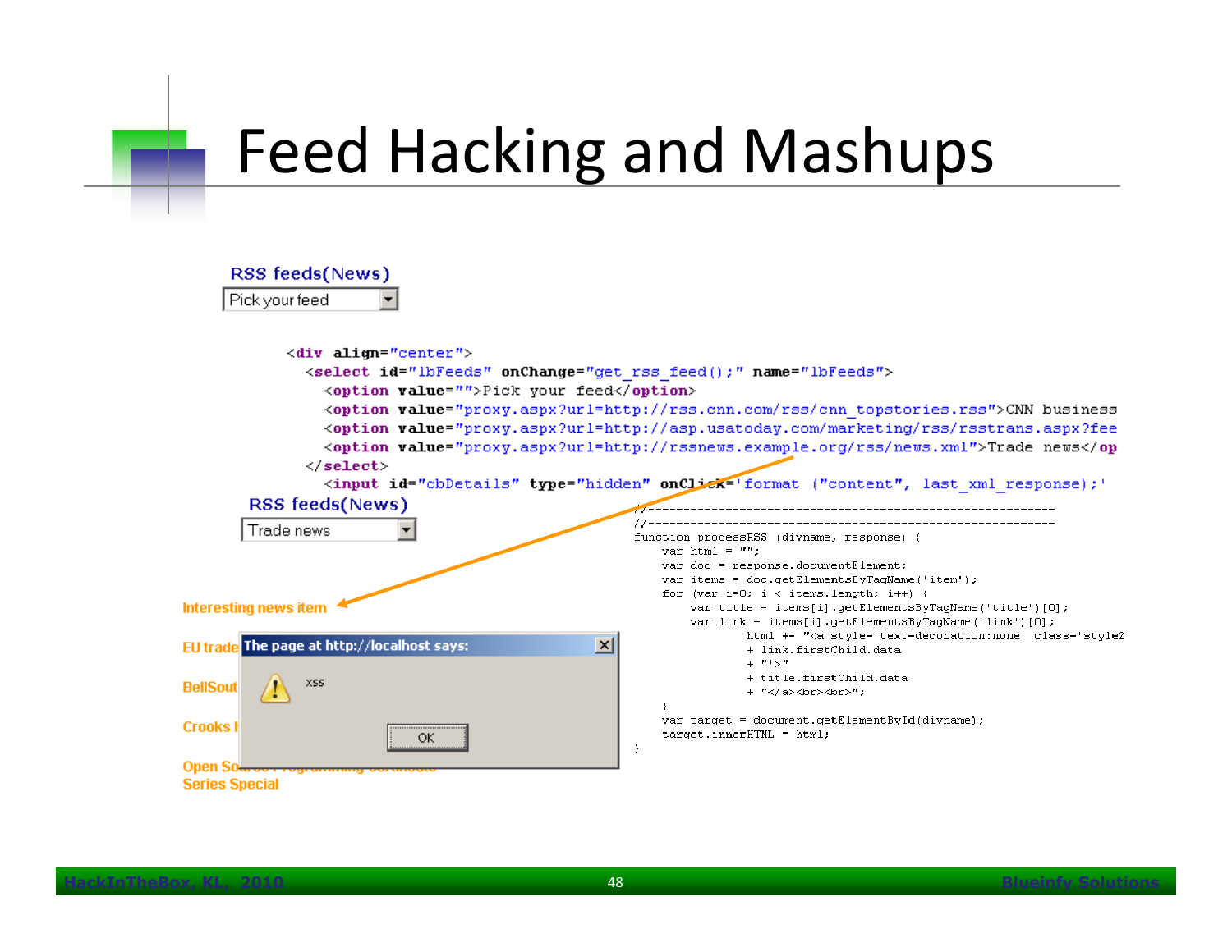# Feed Hacking and Mashups

RSS feeds(News)

Pick your feed

```
<div align="center">
  <select id="lbFeeds" onChange="get_rss_feed();" name="lbFeeds">
    <option value="">Pick your feed</option>
    <option value="proxy.aspx?url=http://rss.cnn.com/rss/cnn_topstories.rss">CNN business
    <option value="proxy.aspx?url=http://asp.usatoday.com/marketing/rss/rsstrans.aspx?fee
    <option value="proxy.aspx?url=http://rssnews.example.org/rss/news.xml">Trade news</op
  </select>
    <input id="cbDetails" type="hidden" onClick='format ("content", last_xml_response);'
```

RSS feeds(News)

Trade news

Interesting news item

EU trade

BellSout

Crooks I

Open So...

Series Special

The page at http://localhost says:

xss

OK

```
//------------------------------------------------------------
//------------------------------------------------------------
function processRSS (divname, response) {
    var html = "";
    var doc = response.documentElement;
    var items = doc.getElementsByTagName('item');
    for (var i=0; i < items.length; i++) {
        var title = items[i].getElementsByTagName('title')[0];
        var link = items[i].getElementsByTagName('link')[0];
                html += "<a style='text-decoration:none' class='style2'
                + link.firstChild.data
                + "'>"
                + title.firstChild.data
                + "</a><br><br>";
    }
    var target = document.getElementById(divname);
    target.innerHTML = html;
}
```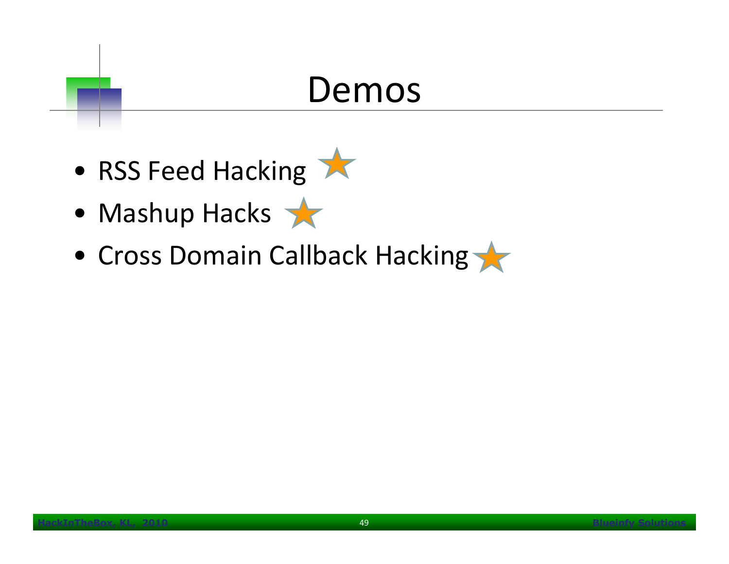# Demos

- RSS Feed Hacking
- Mashup Hacks
- Cross Domain Callback Hacking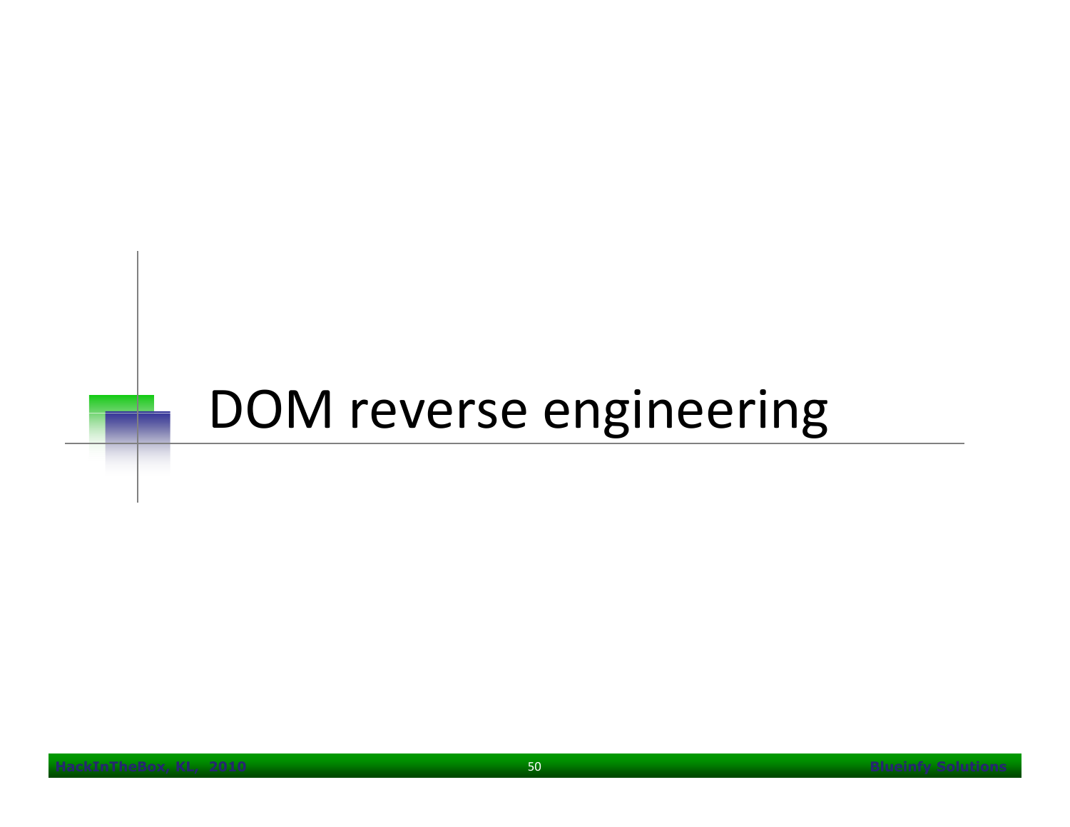# DOM reverse engineering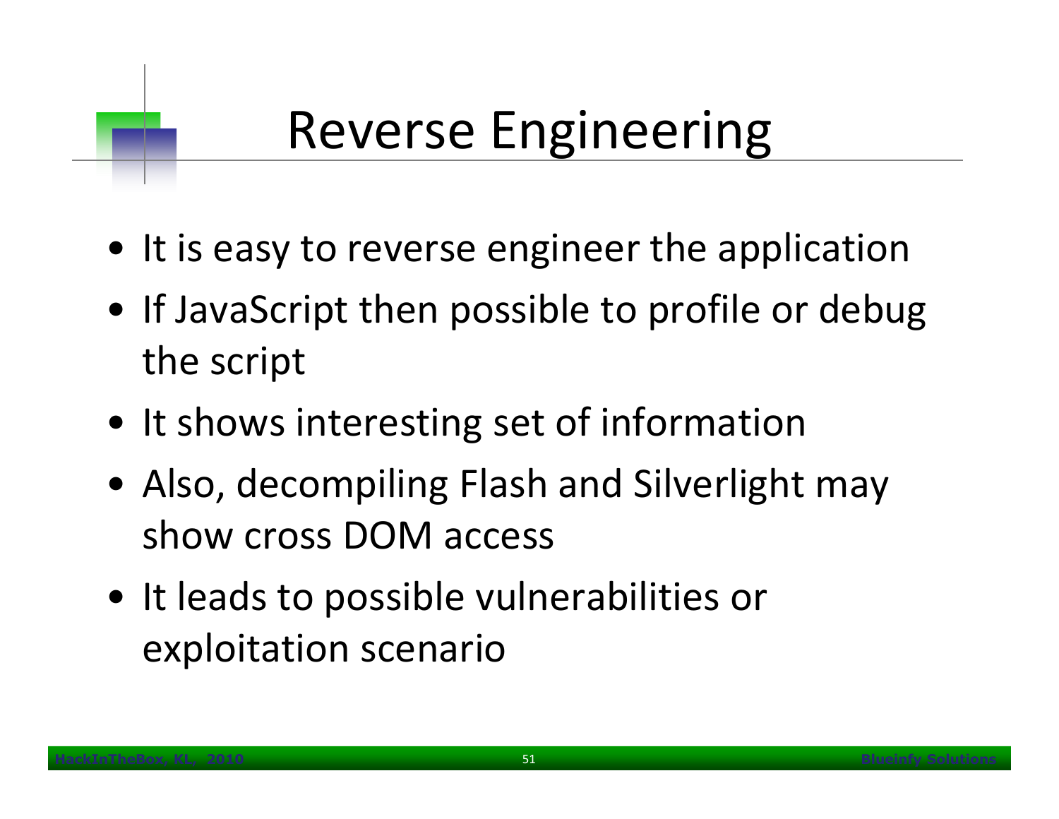# Reverse Engineering

- It is easy to reverse engineer the application
- If JavaScript then possible to profile or debug the script
- It shows interesting set of information
- Also, decompiling Flash and Silverlight may show cross DOM access
- It leads to possible vulnerabilities or exploitation scenario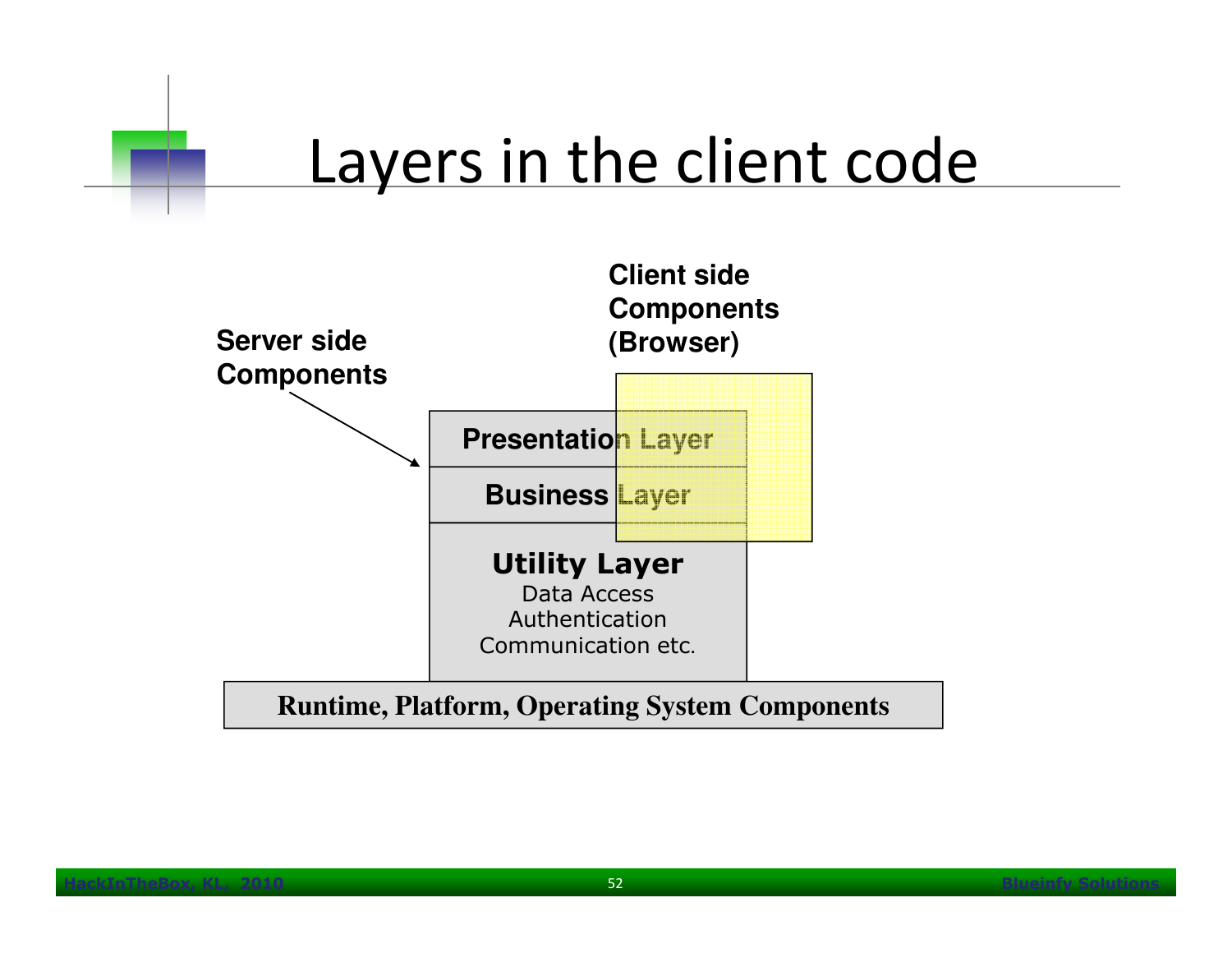# Layers in the client code

Server side Components

Client side Components (Browser)

Presentation Layer

Business Layer

**Utility Layer**
Data Access
Authentication
Communication etc.

**Runtime, Platform, Operating System Components**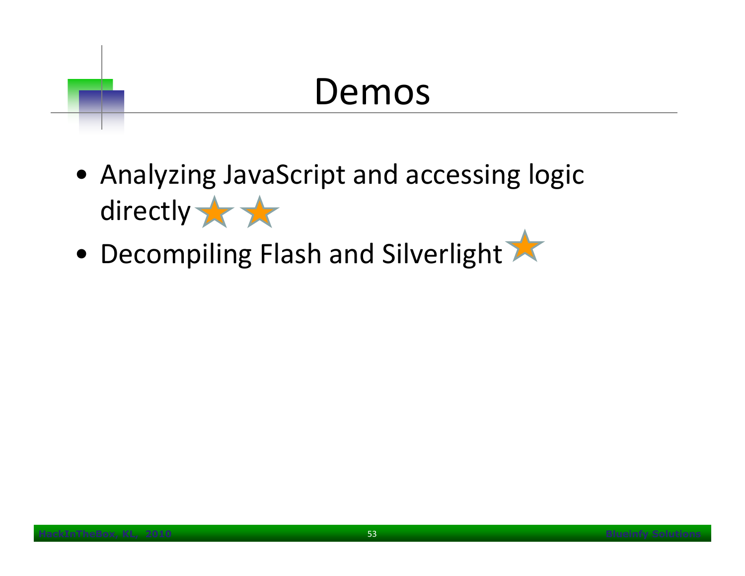# Demos

- Analyzing JavaScript and accessing logic directly
- Decompiling Flash and Silverlight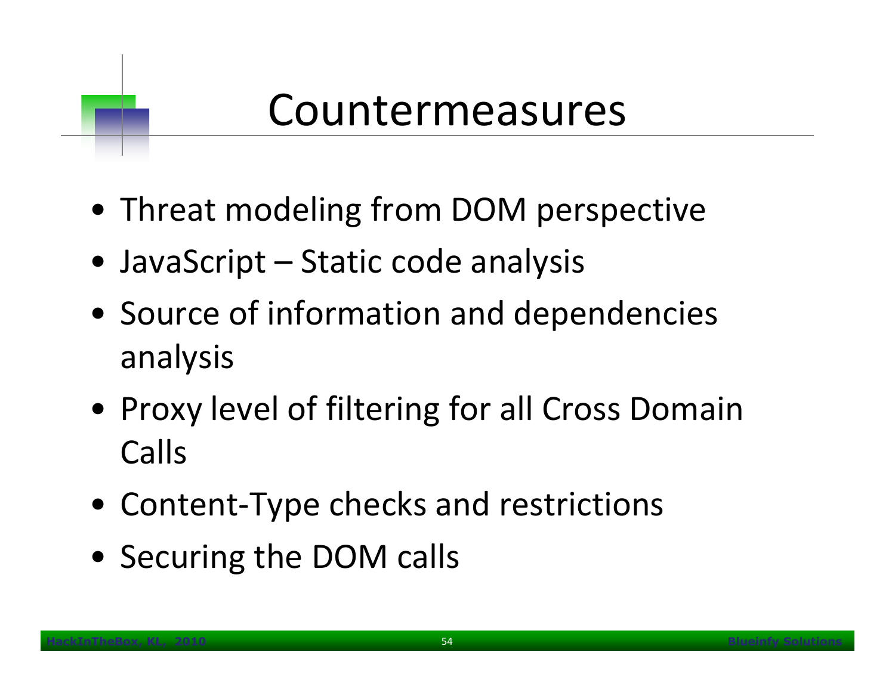# Countermeasures

- Threat modeling from DOM perspective
- JavaScript – Static code analysis
- Source of information and dependencies analysis
- Proxy level of filtering for all Cross Domain Calls
- Content-Type checks and restrictions
- Securing the DOM calls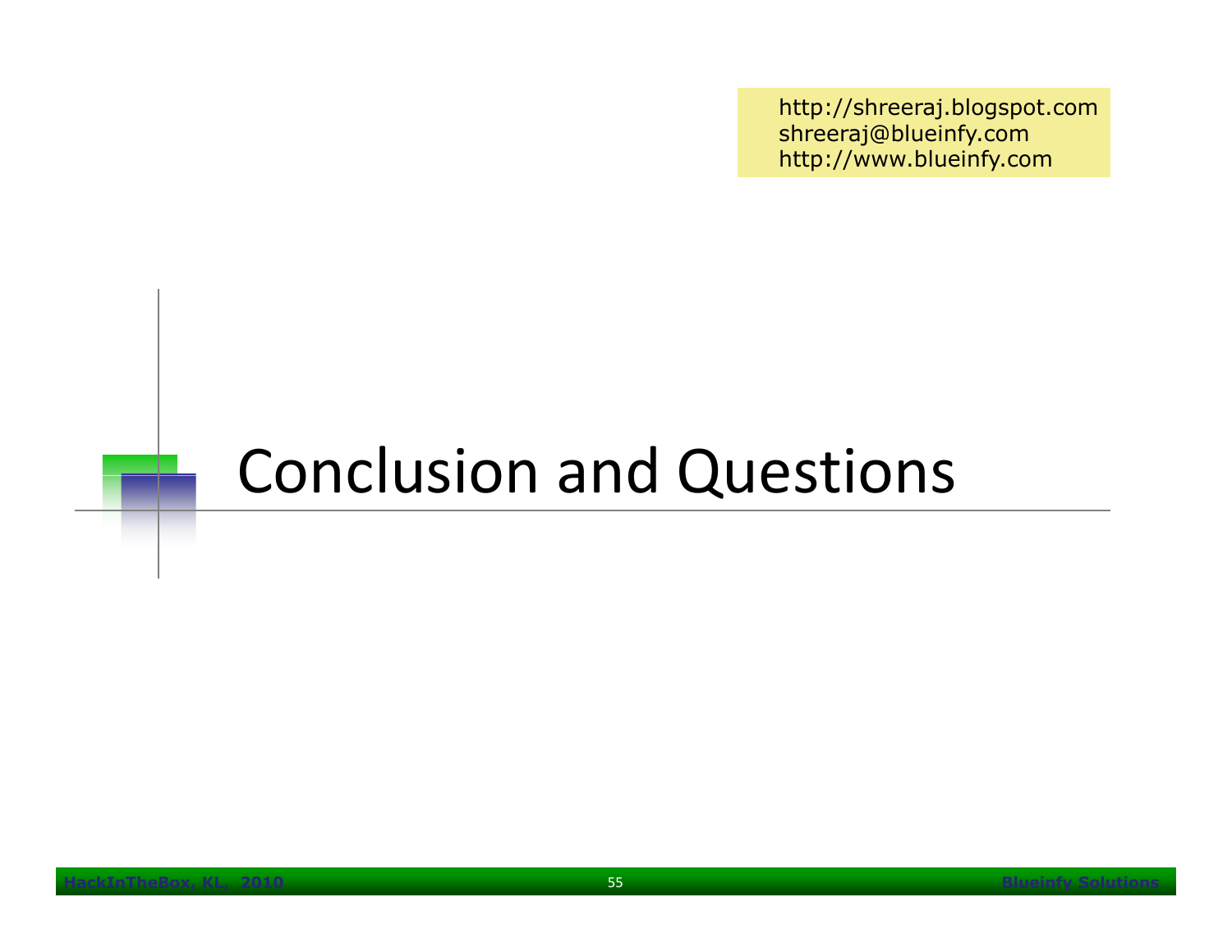http://shreeraj.blogspot.com
shreeraj@blueinfy.com
http://www.blueinfy.com

# Conclusion and Questions